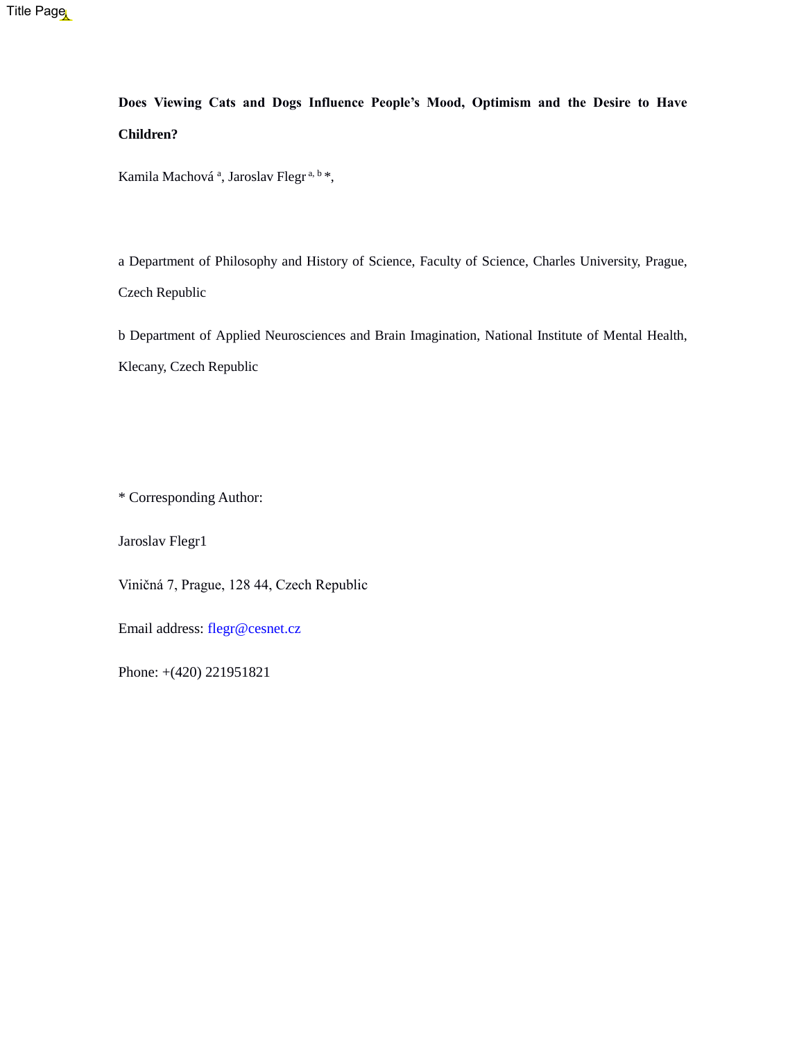Title Page

# Does Viewing Cats and Dogs Influence People's Mood, Optimism and the Desire to Have Children?

Kamila Machová [a], Jaroslav Flegr [a, b] *,

a Department of Philosophy and History of Science, Faculty of Science, Charles University, Prague, Czech Republic

b Department of Applied Neurosciences and Brain Imagination, National Institute of Mental Health, Klecany, Czech Republic

* Corresponding Author:

Jaroslav Flegr1

Viničná 7, Prague, 128 44, Czech Republic

Email address: flegr@cesnet.cz

Phone: +(420) 221951821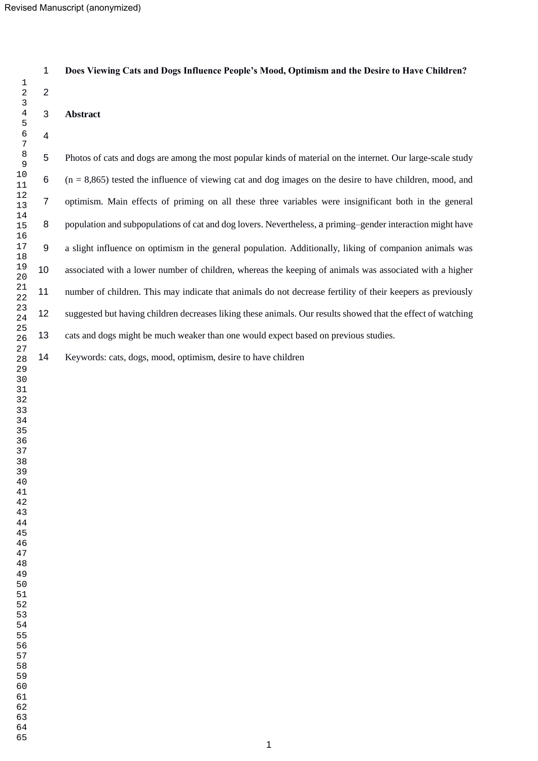# Does Viewing Cats and Dogs Influence People's Mood, Optimism and the Desire to Have Children?

## Abstract

Photos of cats and dogs are among the most popular kinds of material on the internet. Our large-scale study (n = 8,865) tested the influence of viewing cat and dog images on the desire to have children, mood, and optimism. Main effects of priming on all these three variables were insignificant both in the general population and subpopulations of cat and dog lovers. Nevertheless, a priming–gender interaction might have a slight influence on optimism in the general population. Additionally, liking of companion animals was associated with a lower number of children, whereas the keeping of animals was associated with a higher number of children. This may indicate that animals do not decrease fertility of their keepers as previously suggested but having children decreases liking these animals. Our results showed that the effect of watching cats and dogs might be much weaker than one would expect based on previous studies.

Keywords: cats, dogs, mood, optimism, desire to have children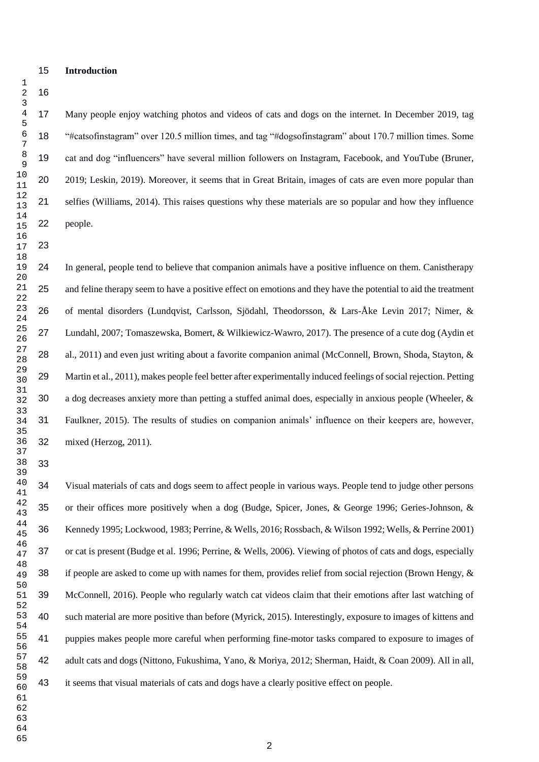**Introduction**

Many people enjoy watching photos and videos of cats and dogs on the internet. In December 2019, tag "#catsofinstagram" over 120.5 million times, and tag "#dogsofinstagram" about 170.7 million times. Some cat and dog "influencers" have several million followers on Instagram, Facebook, and YouTube (Bruner, 2019; Leskin, 2019). Moreover, it seems that in Great Britain, images of cats are even more popular than selfies (Williams, 2014). This raises questions why these materials are so popular and how they influence people.

In general, people tend to believe that companion animals have a positive influence on them. Canistherapy and feline therapy seem to have a positive effect on emotions and they have the potential to aid the treatment of mental disorders (Lundqvist, Carlsson, Sjödahl, Theodorsson, & Lars-Åke Levin 2017; Nimer, & Lundahl, 2007; Tomaszewska, Bomert, & Wilkiewicz-Wawro, 2017). The presence of a cute dog (Aydin et al., 2011) and even just writing about a favorite companion animal (McConnell, Brown, Shoda, Stayton, & Martin et al., 2011), makes people feel better after experimentally induced feelings of social rejection. Petting a dog decreases anxiety more than petting a stuffed animal does, especially in anxious people (Wheeler, & Faulkner, 2015). The results of studies on companion animals' influence on their keepers are, however, mixed (Herzog, 2011).

Visual materials of cats and dogs seem to affect people in various ways. People tend to judge other persons or their offices more positively when a dog (Budge, Spicer, Jones, & George 1996; Geries-Johnson, & Kennedy 1995; Lockwood, 1983; Perrine, & Wells, 2016; Rossbach, & Wilson 1992; Wells, & Perrine 2001) or cat is present (Budge et al. 1996; Perrine, & Wells, 2006). Viewing of photos of cats and dogs, especially if people are asked to come up with names for them, provides relief from social rejection (Brown Hengy, & McConnell, 2016). People who regularly watch cat videos claim that their emotions after last watching of such material are more positive than before (Myrick, 2015). Interestingly, exposure to images of kittens and puppies makes people more careful when performing fine-motor tasks compared to exposure to images of adult cats and dogs (Nittono, Fukushima, Yano, & Moriya, 2012; Sherman, Haidt, & Coan 2009). All in all, it seems that visual materials of cats and dogs have a clearly positive effect on people.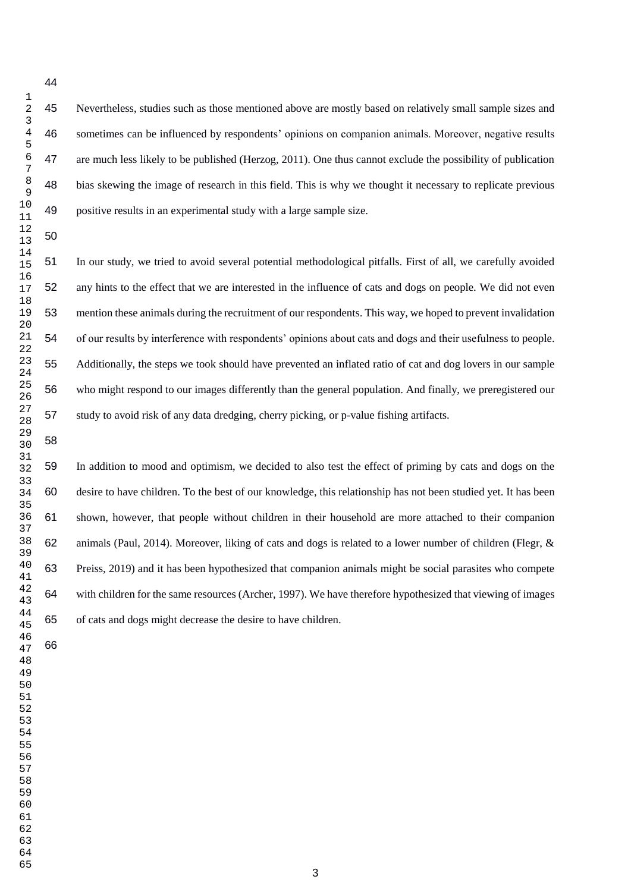Nevertheless, studies such as those mentioned above are mostly based on relatively small sample sizes and sometimes can be influenced by respondents' opinions on companion animals. Moreover, negative results are much less likely to be published (Herzog, 2011). One thus cannot exclude the possibility of publication bias skewing the image of research in this field. This is why we thought it necessary to replicate previous positive results in an experimental study with a large sample size.

In our study, we tried to avoid several potential methodological pitfalls. First of all, we carefully avoided any hints to the effect that we are interested in the influence of cats and dogs on people. We did not even mention these animals during the recruitment of our respondents. This way, we hoped to prevent invalidation of our results by interference with respondents' opinions about cats and dogs and their usefulness to people. Additionally, the steps we took should have prevented an inflated ratio of cat and dog lovers in our sample who might respond to our images differently than the general population. And finally, we preregistered our study to avoid risk of any data dredging, cherry picking, or p-value fishing artifacts.

In addition to mood and optimism, we decided to also test the effect of priming by cats and dogs on the desire to have children. To the best of our knowledge, this relationship has not been studied yet. It has been shown, however, that people without children in their household are more attached to their companion animals (Paul, 2014). Moreover, liking of cats and dogs is related to a lower number of children (Flegr, & Preiss, 2019) and it has been hypothesized that companion animals might be social parasites who compete with children for the same resources (Archer, 1997). We have therefore hypothesized that viewing of images of cats and dogs might decrease the desire to have children.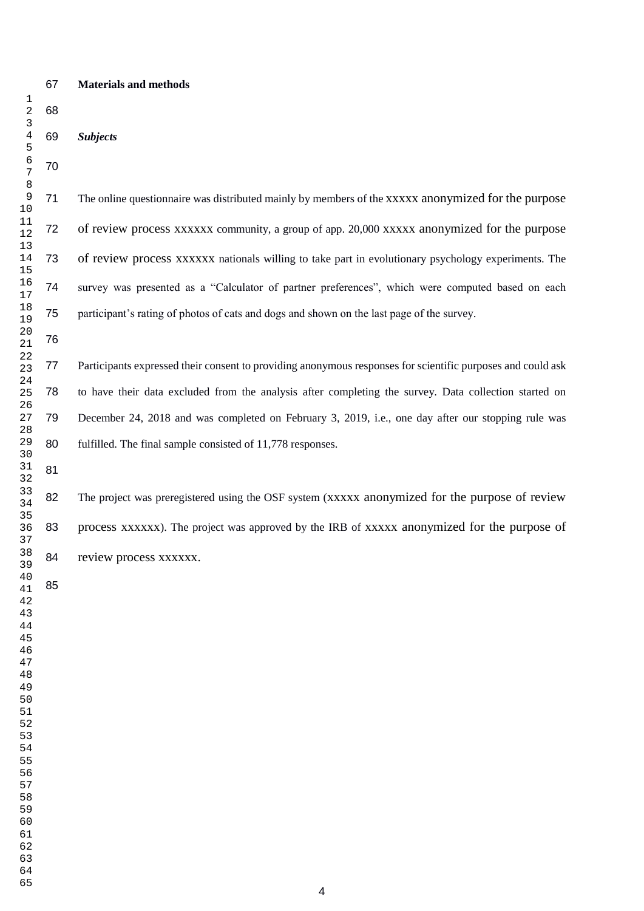## Materials and methods

### *Subjects*

The online questionnaire was distributed mainly by members of the xxxxx anonymized for the purpose of review process xxxxxx community, a group of app. 20,000 xxxxx anonymized for the purpose of review process xxxxxx nationals willing to take part in evolutionary psychology experiments. The survey was presented as a "Calculator of partner preferences", which were computed based on each participant's rating of photos of cats and dogs and shown on the last page of the survey.

Participants expressed their consent to providing anonymous responses for scientific purposes and could ask to have their data excluded from the analysis after completing the survey. Data collection started on December 24, 2018 and was completed on February 3, 2019, i.e., one day after our stopping rule was fulfilled. The final sample consisted of 11,778 responses.

The project was preregistered using the OSF system (xxxxx anonymized for the purpose of review process xxxxxx). The project was approved by the IRB of xxxxx anonymized for the purpose of review process xxxxxx.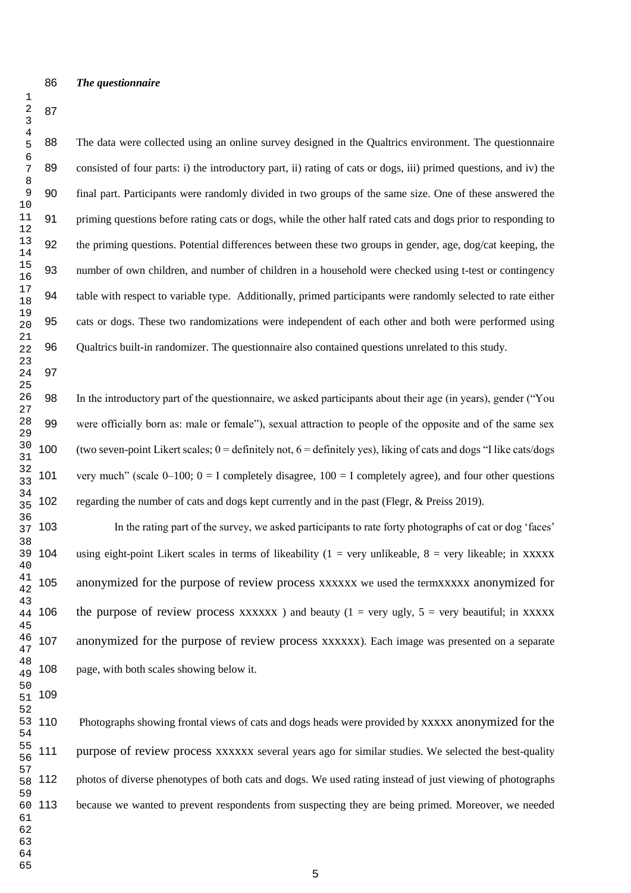***The questionnaire***

The data were collected using an online survey designed in the Qualtrics environment. The questionnaire consisted of four parts: i) the introductory part, ii) rating of cats or dogs, iii) primed questions, and iv) the final part. Participants were randomly divided in two groups of the same size. One of these answered the priming questions before rating cats or dogs, while the other half rated cats and dogs prior to responding to the priming questions. Potential differences between these two groups in gender, age, dog/cat keeping, the number of own children, and number of children in a household were checked using t-test or contingency table with respect to variable type. Additionally, primed participants were randomly selected to rate either cats or dogs. These two randomizations were independent of each other and both were performed using Qualtrics built-in randomizer. The questionnaire also contained questions unrelated to this study.

In the introductory part of the questionnaire, we asked participants about their age (in years), gender ("You were officially born as: male or female"), sexual attraction to people of the opposite and of the same sex (two seven-point Likert scales; 0 = definitely not, 6 = definitely yes), liking of cats and dogs "I like cats/dogs very much" (scale 0–100; 0 = I completely disagree, 100 = I completely agree), and four other questions regarding the number of cats and dogs kept currently and in the past (Flegr, & Preiss 2019).

In the rating part of the survey, we asked participants to rate forty photographs of cat or dog 'faces' using eight-point Likert scales in terms of likeability (1 = very unlikeable, 8 = very likeable; in xxxxx anonymized for the purpose of review process xxxxxx we used the termxxxxx anonymized for the purpose of review process xxxxxx ) and beauty (1 = very ugly, 5 = very beautiful; in xxxxx anonymized for the purpose of review process xxxxxx). Each image was presented on a separate page, with both scales showing below it.

Photographs showing frontal views of cats and dogs heads were provided by xxxxx anonymized for the purpose of review process xxxxxx several years ago for similar studies. We selected the best-quality photos of diverse phenotypes of both cats and dogs. We used rating instead of just viewing of photographs because we wanted to prevent respondents from suspecting they are being primed. Moreover, we needed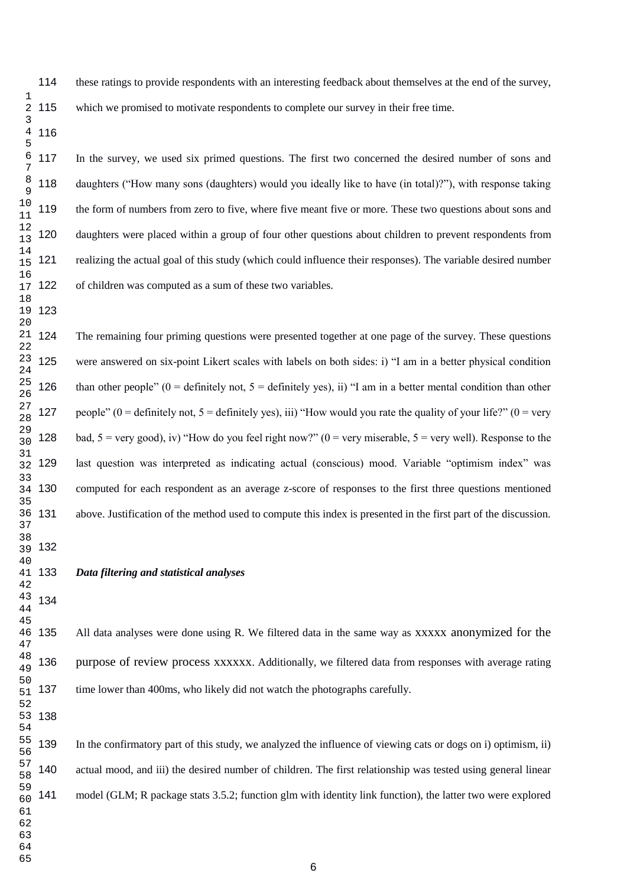these ratings to provide respondents with an interesting feedback about themselves at the end of the survey, which we promised to motivate respondents to complete our survey in their free time.

In the survey, we used six primed questions. The first two concerned the desired number of sons and daughters ("How many sons (daughters) would you ideally like to have (in total)?"), with response taking the form of numbers from zero to five, where five meant five or more. These two questions about sons and daughters were placed within a group of four other questions about children to prevent respondents from realizing the actual goal of this study (which could influence their responses). The variable desired number of children was computed as a sum of these two variables.

The remaining four priming questions were presented together at one page of the survey. These questions were answered on six-point Likert scales with labels on both sides: i) "I am in a better physical condition than other people" (0 = definitely not, 5 = definitely yes), ii) "I am in a better mental condition than other people" (0 = definitely not, 5 = definitely yes), iii) "How would you rate the quality of your life?" (0 = very bad, 5 = very good), iv) "How do you feel right now?" (0 = very miserable, 5 = very well). Response to the last question was interpreted as indicating actual (conscious) mood. Variable "optimism index" was computed for each respondent as an average z-score of responses to the first three questions mentioned above. Justification of the method used to compute this index is presented in the first part of the discussion.

### *Data filtering and statistical analyses*

All data analyses were done using R. We filtered data in the same way as xxxxx anonymized for the purpose of review process xxxxxx. Additionally, we filtered data from responses with average rating time lower than 400ms, who likely did not watch the photographs carefully.

In the confirmatory part of this study, we analyzed the influence of viewing cats or dogs on i) optimism, ii) actual mood, and iii) the desired number of children. The first relationship was tested using general linear model (GLM; R package stats 3.5.2; function glm with identity link function), the latter two were explored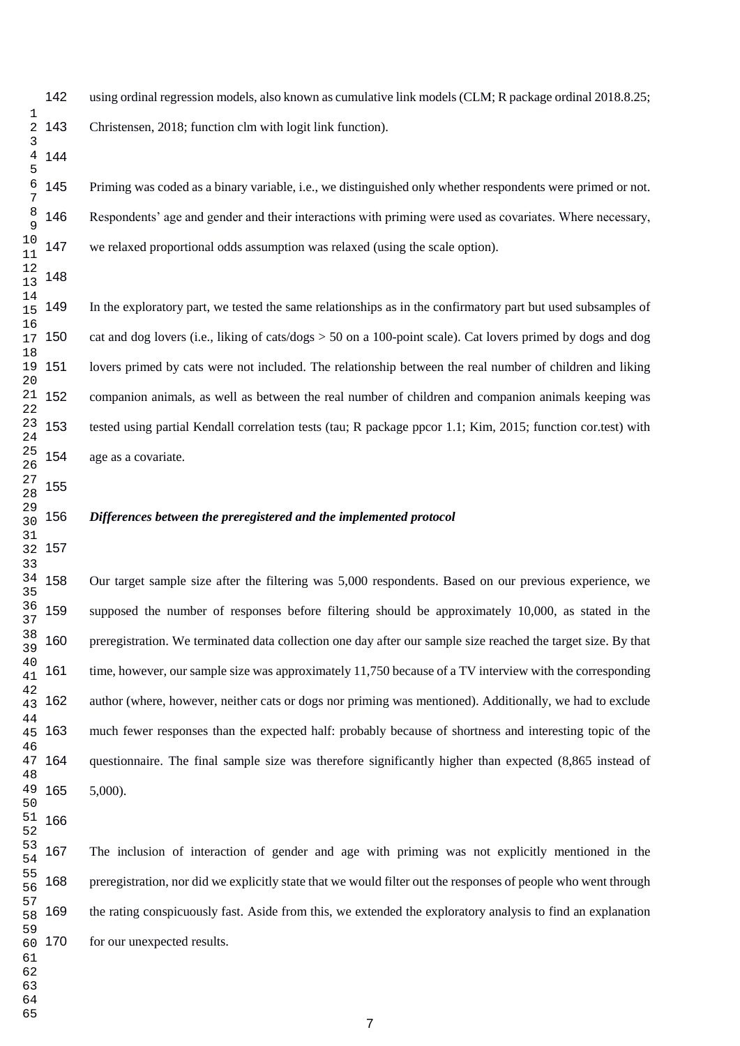using ordinal regression models, also known as cumulative link models (CLM; R package ordinal 2018.8.25; Christensen, 2018; function clm with logit link function).

Priming was coded as a binary variable, i.e., we distinguished only whether respondents were primed or not. Respondents' age and gender and their interactions with priming were used as covariates. Where necessary, we relaxed proportional odds assumption was relaxed (using the scale option).

In the exploratory part, we tested the same relationships as in the confirmatory part but used subsamples of cat and dog lovers (i.e., liking of cats/dogs > 50 on a 100-point scale). Cat lovers primed by dogs and dog lovers primed by cats were not included. The relationship between the real number of children and liking companion animals, as well as between the real number of children and companion animals keeping was tested using partial Kendall correlation tests (tau; R package ppcor 1.1; Kim, 2015; function cor.test) with age as a covariate.

### *Differences between the preregistered and the implemented protocol*

Our target sample size after the filtering was 5,000 respondents. Based on our previous experience, we supposed the number of responses before filtering should be approximately 10,000, as stated in the preregistration. We terminated data collection one day after our sample size reached the target size. By that time, however, our sample size was approximately 11,750 because of a TV interview with the corresponding author (where, however, neither cats or dogs nor priming was mentioned). Additionally, we had to exclude much fewer responses than the expected half: probably because of shortness and interesting topic of the questionnaire. The final sample size was therefore significantly higher than expected (8,865 instead of 5,000).

The inclusion of interaction of gender and age with priming was not explicitly mentioned in the preregistration, nor did we explicitly state that we would filter out the responses of people who went through the rating conspicuously fast. Aside from this, we extended the exploratory analysis to find an explanation for our unexpected results.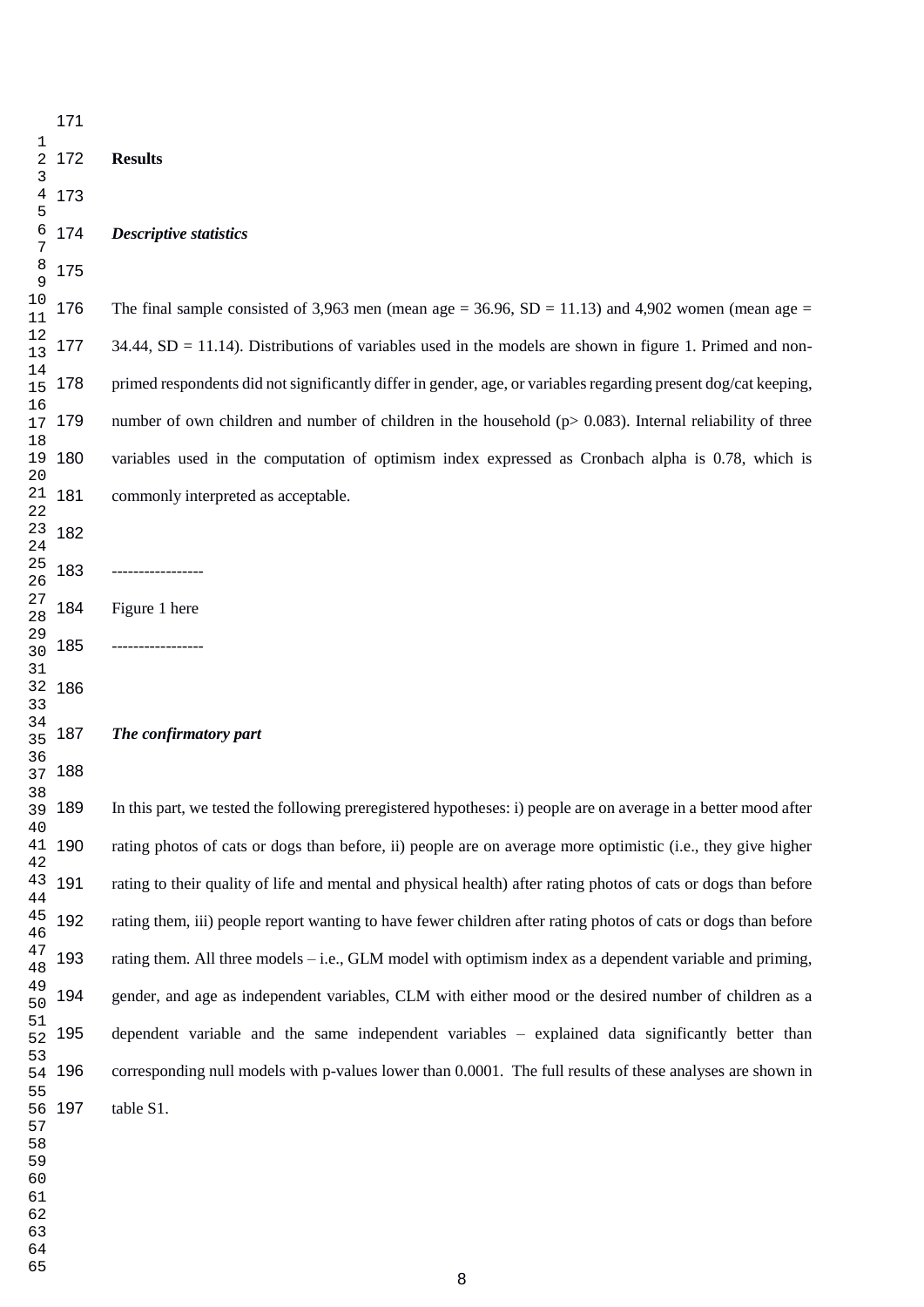## Results

### *Descriptive statistics*

The final sample consisted of 3,963 men (mean age = 36.96, SD = 11.13) and 4,902 women (mean age = 34.44, SD = 11.14). Distributions of variables used in the models are shown in figure 1. Primed and non-primed respondents did not significantly differ in gender, age, or variables regarding present dog/cat keeping, number of own children and number of children in the household ($p > 0.083$). Internal reliability of three variables used in the computation of optimism index expressed as Cronbach alpha is 0.78, which is commonly interpreted as acceptable.

-----------------

Figure 1 here

-----------------

### *The confirmatory part*

In this part, we tested the following preregistered hypotheses: i) people are on average in a better mood after rating photos of cats or dogs than before, ii) people are on average more optimistic (i.e., they give higher rating to their quality of life and mental and physical health) after rating photos of cats or dogs than before rating them, iii) people report wanting to have fewer children after rating photos of cats or dogs than before rating them. All three models – i.e., GLM model with optimism index as a dependent variable and priming, gender, and age as independent variables, CLM with either mood or the desired number of children as a dependent variable and the same independent variables – explained data significantly better than corresponding null models with p-values lower than 0.0001. The full results of these analyses are shown in table S1.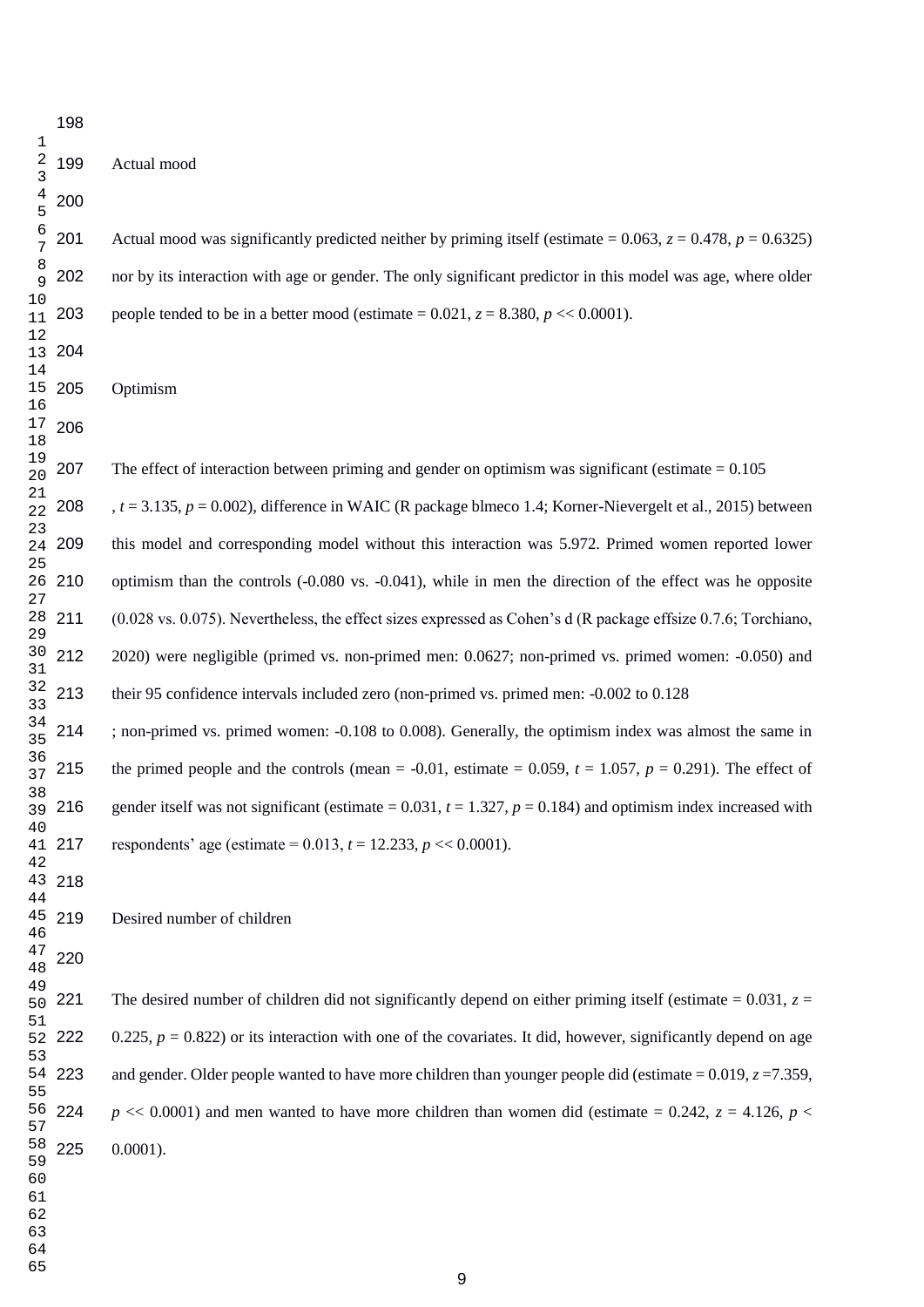## Actual mood

Actual mood was significantly predicted neither by priming itself (estimate = 0.063, $z$ = 0.478, $p$ = 0.6325) nor by its interaction with age or gender. The only significant predictor in this model was age, where older people tended to be in a better mood (estimate = 0.021, $z$ = 8.380, $p$ << 0.0001).

## Optimism

The effect of interaction between priming and gender on optimism was significant (estimate = 0.105 , $t$ = 3.135, $p$ = 0.002), difference in WAIC (R package blmeco 1.4; Korner-Nievergelt et al., 2015) between this model and corresponding model without this interaction was 5.972. Primed women reported lower optimism than the controls (-0.080 vs. -0.041), while in men the direction of the effect was he opposite (0.028 vs. 0.075). Nevertheless, the effect sizes expressed as Cohen's d (R package effsize 0.7.6; Torchiano, 2020) were negligible (primed vs. non-primed men: 0.0627; non-primed vs. primed women: -0.050) and their 95 confidence intervals included zero (non-primed vs. primed men: -0.002 to 0.128 ; non-primed vs. primed women: -0.108 to 0.008). Generally, the optimism index was almost the same in the primed people and the controls (mean = -0.01, estimate = 0.059, $t$ = 1.057, $p$ = 0.291). The effect of gender itself was not significant (estimate = 0.031, $t$ = 1.327, $p$ = 0.184) and optimism index increased with respondents' age (estimate = 0.013, $t$ = 12.233, $p$ << 0.0001).

## Desired number of children

The desired number of children did not significantly depend on either priming itself (estimate = 0.031, $z$ = 0.225, $p$ = 0.822) or its interaction with one of the covariates. It did, however, significantly depend on age and gender. Older people wanted to have more children than younger people did (estimate = 0.019, $z$ =7.359, $p$ << 0.0001) and men wanted to have more children than women did (estimate = 0.242, $z$ = 4.126, $p$ < 0.0001).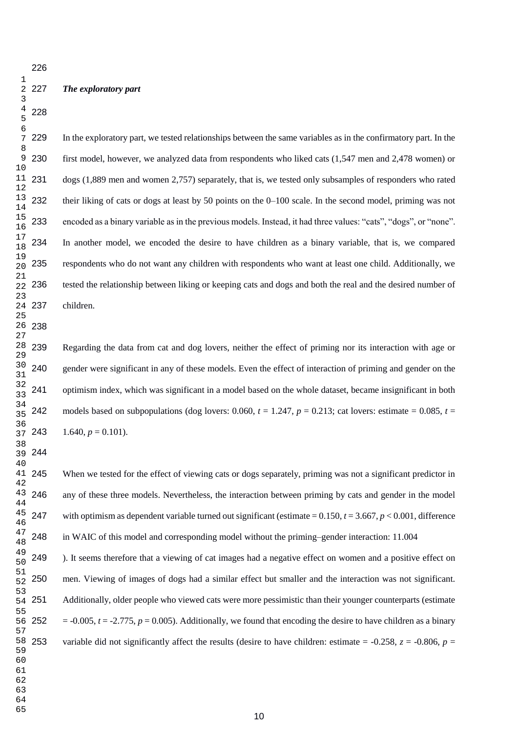***The exploratory part***

In the exploratory part, we tested relationships between the same variables as in the confirmatory part. In the first model, however, we analyzed data from respondents who liked cats (1,547 men and 2,478 women) or dogs (1,889 men and women 2,757) separately, that is, we tested only subsamples of responders who rated their liking of cats or dogs at least by 50 points on the 0–100 scale. In the second model, priming was not encoded as a binary variable as in the previous models. Instead, it had three values: "cats", "dogs", or "none". In another model, we encoded the desire to have children as a binary variable, that is, we compared respondents who do not want any children with respondents who want at least one child. Additionally, we tested the relationship between liking or keeping cats and dogs and both the real and the desired number of children.

Regarding the data from cat and dog lovers, neither the effect of priming nor its interaction with age or gender were significant in any of these models. Even the effect of interaction of priming and gender on the optimism index, which was significant in a model based on the whole dataset, became insignificant in both models based on subpopulations (dog lovers: 0.060, $t$ = 1.247, $p$ = 0.213; cat lovers: estimate = 0.085, $t$ = 1.640, $p$ = 0.101).

When we tested for the effect of viewing cats or dogs separately, priming was not a significant predictor in any of these three models. Nevertheless, the interaction between priming by cats and gender in the model with optimism as dependent variable turned out significant (estimate = 0.150, $t$ = 3.667, $p$ < 0.001, difference in WAIC of this model and corresponding model without the priming–gender interaction: 11.004 ). It seems therefore that a viewing of cat images had a negative effect on women and a positive effect on men. Viewing of images of dogs had a similar effect but smaller and the interaction was not significant. Additionally, older people who viewed cats were more pessimistic than their younger counterparts (estimate = -0.005, $t$ = -2.775, $p$ = 0.005). Additionally, we found that encoding the desire to have children as a binary variable did not significantly affect the results (desire to have children: estimate = -0.258, $z$ = -0.806, $p$ =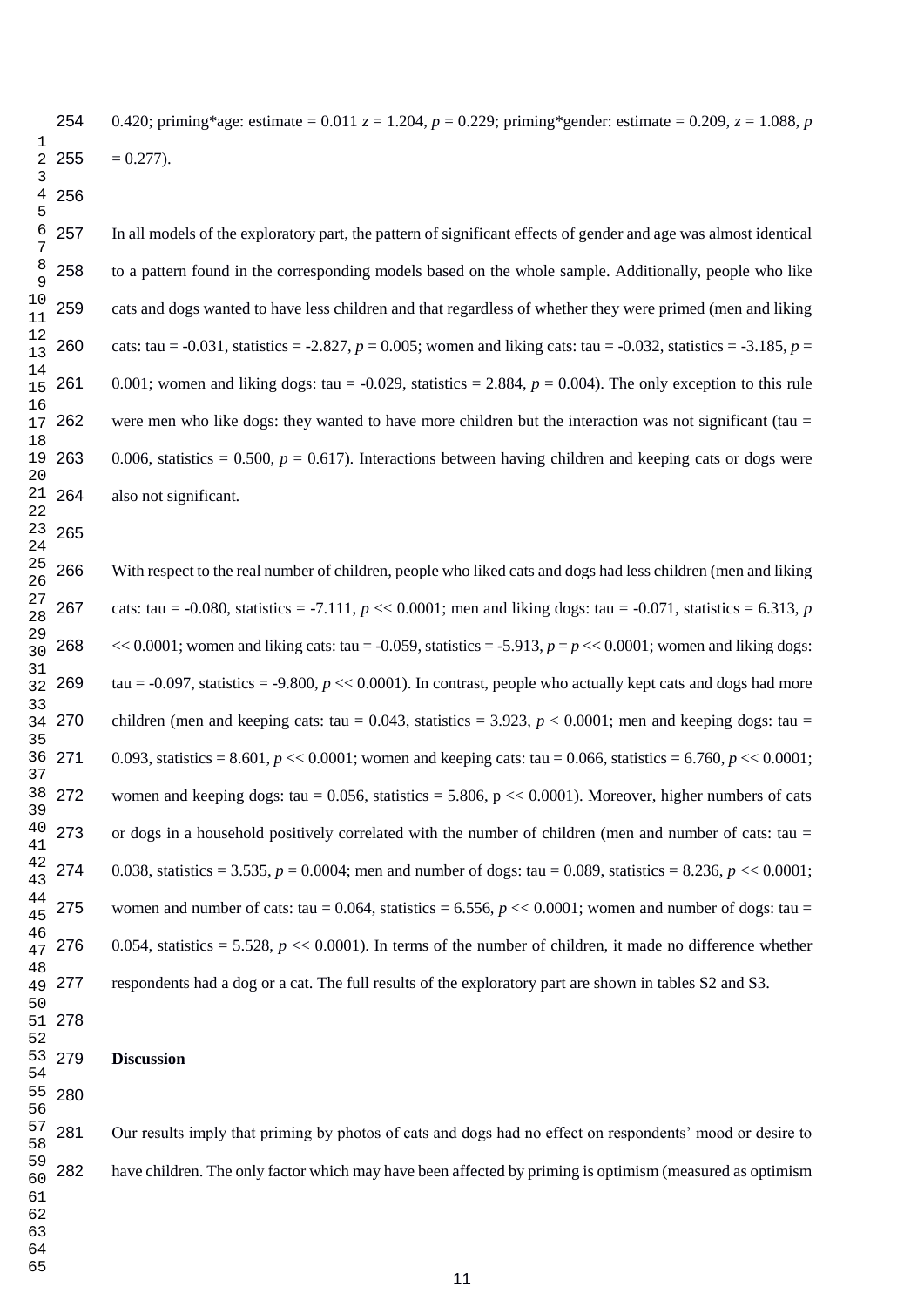0.420; priming*age: estimate = 0.011 $z = 1.204$, $p = 0.229$; priming*gender: estimate = 0.209, $z = 1.088$, $p = 0.277$).

In all models of the exploratory part, the pattern of significant effects of gender and age was almost identical to a pattern found in the corresponding models based on the whole sample. Additionally, people who like cats and dogs wanted to have less children and that regardless of whether they were primed (men and liking cats: tau = -0.031, statistics = -2.827, $p = 0.005$; women and liking cats: tau = -0.032, statistics = -3.185, $p = 0.001$; women and liking dogs: tau = -0.029, statistics = 2.884, $p = 0.004$). The only exception to this rule were men who like dogs: they wanted to have more children but the interaction was not significant (tau = 0.006, statistics = 0.500, $p = 0.617$). Interactions between having children and keeping cats or dogs were also not significant.

With respect to the real number of children, people who liked cats and dogs had less children (men and liking cats: tau = -0.080, statistics = -7.111, $p << 0.0001$; men and liking dogs: tau = -0.071, statistics = 6.313, $p << 0.0001$; women and liking cats: tau = -0.059, statistics = -5.913, $p = p << 0.0001$; women and liking dogs: tau = -0.097, statistics = -9.800, $p << 0.0001$). In contrast, people who actually kept cats and dogs had more children (men and keeping cats: tau = 0.043, statistics = 3.923, $p < 0.0001$; men and keeping dogs: tau = 0.093, statistics = 8.601, $p << 0.0001$; women and keeping cats: tau = 0.066, statistics = 6.760, $p << 0.0001$; women and keeping dogs: tau = 0.056, statistics = 5.806, p << 0.0001). Moreover, higher numbers of cats or dogs in a household positively correlated with the number of children (men and number of cats: tau = 0.038, statistics = 3.535, $p = 0.0004$; men and number of dogs: tau = 0.089, statistics = 8.236, $p << 0.0001$; women and number of cats: tau = 0.064, statistics = 6.556, $p << 0.0001$; women and number of dogs: tau = 0.054, statistics = 5.528, $p << 0.0001$). In terms of the number of children, it made no difference whether respondents had a dog or a cat. The full results of the exploratory part are shown in tables S2 and S3.

**Discussion**

Our results imply that priming by photos of cats and dogs had no effect on respondents' mood or desire to have children. The only factor which may have been affected by priming is optimism (measured as optimism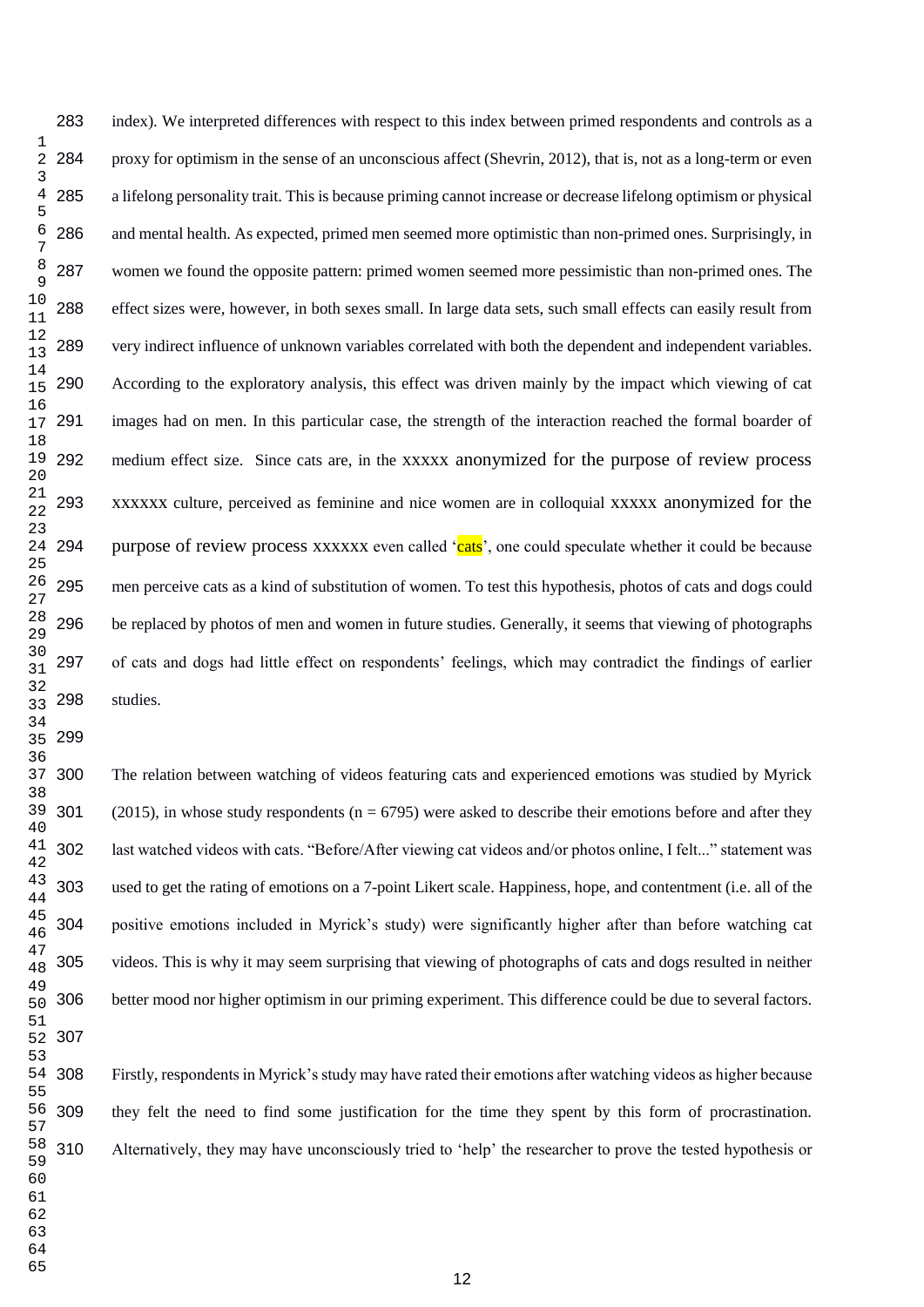index). We interpreted differences with respect to this index between primed respondents and controls as a proxy for optimism in the sense of an unconscious affect (Shevrin, 2012), that is, not as a long-term or even a lifelong personality trait. This is because priming cannot increase or decrease lifelong optimism or physical and mental health. As expected, primed men seemed more optimistic than non-primed ones. Surprisingly, in women we found the opposite pattern: primed women seemed more pessimistic than non-primed ones. The effect sizes were, however, in both sexes small. In large data sets, such small effects can easily result from very indirect influence of unknown variables correlated with both the dependent and independent variables. According to the exploratory analysis, this effect was driven mainly by the impact which viewing of cat images had on men. In this particular case, the strength of the interaction reached the formal boarder of medium effect size. Since cats are, in the xxxxx anonymized for the purpose of review process xxxxxx culture, perceived as feminine and nice women are in colloquial xxxxx anonymized for the purpose of review process xxxxxx even called 'cats', one could speculate whether it could be because men perceive cats as a kind of substitution of women. To test this hypothesis, photos of cats and dogs could be replaced by photos of men and women in future studies. Generally, it seems that viewing of photographs of cats and dogs had little effect on respondents' feelings, which may contradict the findings of earlier studies.

The relation between watching of videos featuring cats and experienced emotions was studied by Myrick (2015), in whose study respondents (n = 6795) were asked to describe their emotions before and after they last watched videos with cats. "Before/After viewing cat videos and/or photos online, I felt..." statement was used to get the rating of emotions on a 7-point Likert scale. Happiness, hope, and contentment (i.e. all of the positive emotions included in Myrick's study) were significantly higher after than before watching cat videos. This is why it may seem surprising that viewing of photographs of cats and dogs resulted in neither better mood nor higher optimism in our priming experiment. This difference could be due to several factors.

Firstly, respondents in Myrick's study may have rated their emotions after watching videos as higher because they felt the need to find some justification for the time they spent by this form of procrastination. Alternatively, they may have unconsciously tried to 'help' the researcher to prove the tested hypothesis or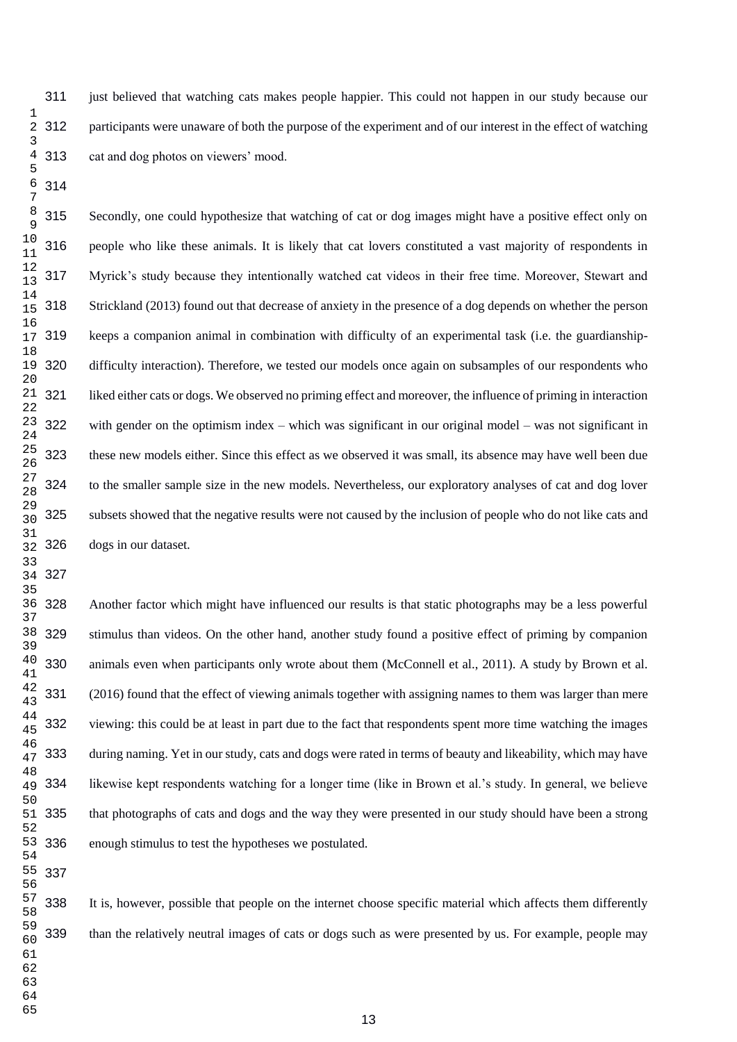just believed that watching cats makes people happier. This could not happen in our study because our participants were unaware of both the purpose of the experiment and of our interest in the effect of watching cat and dog photos on viewers' mood.

Secondly, one could hypothesize that watching of cat or dog images might have a positive effect only on people who like these animals. It is likely that cat lovers constituted a vast majority of respondents in Myrick's study because they intentionally watched cat videos in their free time. Moreover, Stewart and Strickland (2013) found out that decrease of anxiety in the presence of a dog depends on whether the person keeps a companion animal in combination with difficulty of an experimental task (i.e. the guardianship-difficulty interaction). Therefore, we tested our models once again on subsamples of our respondents who liked either cats or dogs. We observed no priming effect and moreover, the influence of priming in interaction with gender on the optimism index – which was significant in our original model – was not significant in these new models either. Since this effect as we observed it was small, its absence may have well been due to the smaller sample size in the new models. Nevertheless, our exploratory analyses of cat and dog lover subsets showed that the negative results were not caused by the inclusion of people who do not like cats and dogs in our dataset.

Another factor which might have influenced our results is that static photographs may be a less powerful stimulus than videos. On the other hand, another study found a positive effect of priming by companion animals even when participants only wrote about them (McConnell et al., 2011). A study by Brown et al. (2016) found that the effect of viewing animals together with assigning names to them was larger than mere viewing: this could be at least in part due to the fact that respondents spent more time watching the images during naming. Yet in our study, cats and dogs were rated in terms of beauty and likeability, which may have likewise kept respondents watching for a longer time (like in Brown et al.'s study. In general, we believe that photographs of cats and dogs and the way they were presented in our study should have been a strong enough stimulus to test the hypotheses we postulated.

It is, however, possible that people on the internet choose specific material which affects them differently than the relatively neutral images of cats or dogs such as were presented by us. For example, people may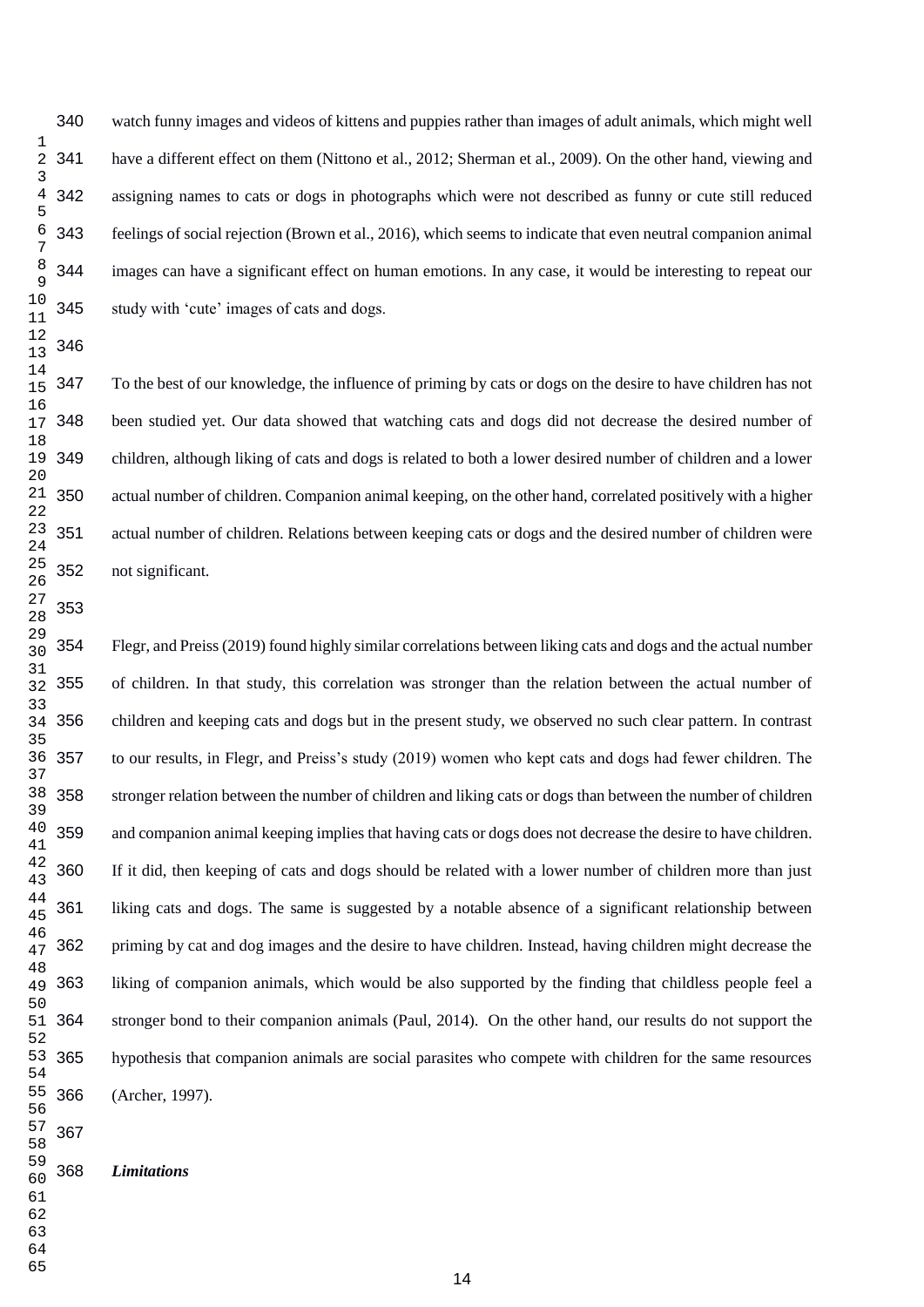watch funny images and videos of kittens and puppies rather than images of adult animals, which might well have a different effect on them (Nittono et al., 2012; Sherman et al., 2009). On the other hand, viewing and assigning names to cats or dogs in photographs which were not described as funny or cute still reduced feelings of social rejection (Brown et al., 2016), which seems to indicate that even neutral companion animal images can have a significant effect on human emotions. In any case, it would be interesting to repeat our study with 'cute' images of cats and dogs.

To the best of our knowledge, the influence of priming by cats or dogs on the desire to have children has not been studied yet. Our data showed that watching cats and dogs did not decrease the desired number of children, although liking of cats and dogs is related to both a lower desired number of children and a lower actual number of children. Companion animal keeping, on the other hand, correlated positively with a higher actual number of children. Relations between keeping cats or dogs and the desired number of children were not significant.

Flegr, and Preiss (2019) found highly similar correlations between liking cats and dogs and the actual number of children. In that study, this correlation was stronger than the relation between the actual number of children and keeping cats and dogs but in the present study, we observed no such clear pattern. In contrast to our results, in Flegr, and Preiss's study (2019) women who kept cats and dogs had fewer children. The stronger relation between the number of children and liking cats or dogs than between the number of children and companion animal keeping implies that having cats or dogs does not decrease the desire to have children. If it did, then keeping of cats and dogs should be related with a lower number of children more than just liking cats and dogs. The same is suggested by a notable absence of a significant relationship between priming by cat and dog images and the desire to have children. Instead, having children might decrease the liking of companion animals, which would be also supported by the finding that childless people feel a stronger bond to their companion animals (Paul, 2014). On the other hand, our results do not support the hypothesis that companion animals are social parasites who compete with children for the same resources (Archer, 1997).

### *Limitations*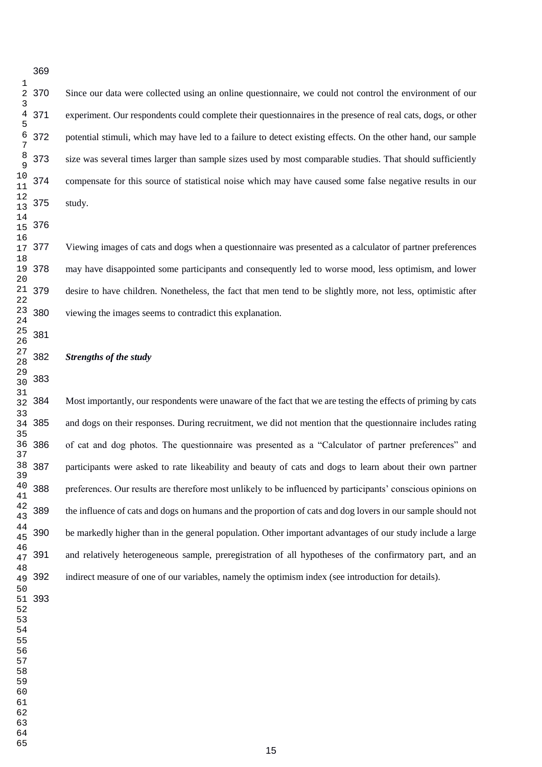Since our data were collected using an online questionnaire, we could not control the environment of our experiment. Our respondents could complete their questionnaires in the presence of real cats, dogs, or other potential stimuli, which may have led to a failure to detect existing effects. On the other hand, our sample size was several times larger than sample sizes used by most comparable studies. That should sufficiently compensate for this source of statistical noise which may have caused some false negative results in our study.

Viewing images of cats and dogs when a questionnaire was presented as a calculator of partner preferences may have disappointed some participants and consequently led to worse mood, less optimism, and lower desire to have children. Nonetheless, the fact that men tend to be slightly more, not less, optimistic after viewing the images seems to contradict this explanation.

***Strengths of the study***

Most importantly, our respondents were unaware of the fact that we are testing the effects of priming by cats and dogs on their responses. During recruitment, we did not mention that the questionnaire includes rating of cat and dog photos. The questionnaire was presented as a "Calculator of partner preferences" and participants were asked to rate likeability and beauty of cats and dogs to learn about their own partner preferences. Our results are therefore most unlikely to be influenced by participants' conscious opinions on the influence of cats and dogs on humans and the proportion of cats and dog lovers in our sample should not be markedly higher than in the general population. Other important advantages of our study include a large and relatively heterogeneous sample, preregistration of all hypotheses of the confirmatory part, and an indirect measure of one of our variables, namely the optimism index (see introduction for details).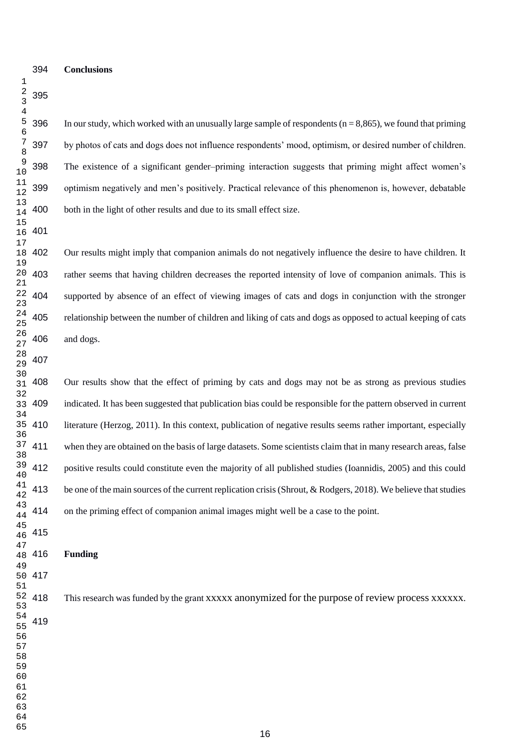## Conclusions

In our study, which worked with an unusually large sample of respondents (n = 8,865), we found that priming by photos of cats and dogs does not influence respondents' mood, optimism, or desired number of children. The existence of a significant gender–priming interaction suggests that priming might affect women's optimism negatively and men's positively. Practical relevance of this phenomenon is, however, debatable both in the light of other results and due to its small effect size.

Our results might imply that companion animals do not negatively influence the desire to have children. It rather seems that having children decreases the reported intensity of love of companion animals. This is supported by absence of an effect of viewing images of cats and dogs in conjunction with the stronger relationship between the number of children and liking of cats and dogs as opposed to actual keeping of cats and dogs.

Our results show that the effect of priming by cats and dogs may not be as strong as previous studies indicated. It has been suggested that publication bias could be responsible for the pattern observed in current literature (Herzog, 2011). In this context, publication of negative results seems rather important, especially when they are obtained on the basis of large datasets. Some scientists claim that in many research areas, false positive results could constitute even the majority of all published studies (Ioannidis, 2005) and this could be one of the main sources of the current replication crisis (Shrout, & Rodgers, 2018). We believe that studies on the priming effect of companion animal images might well be a case to the point.

## Funding

This research was funded by the grant xxxxx anonymized for the purpose of review process xxxxxx.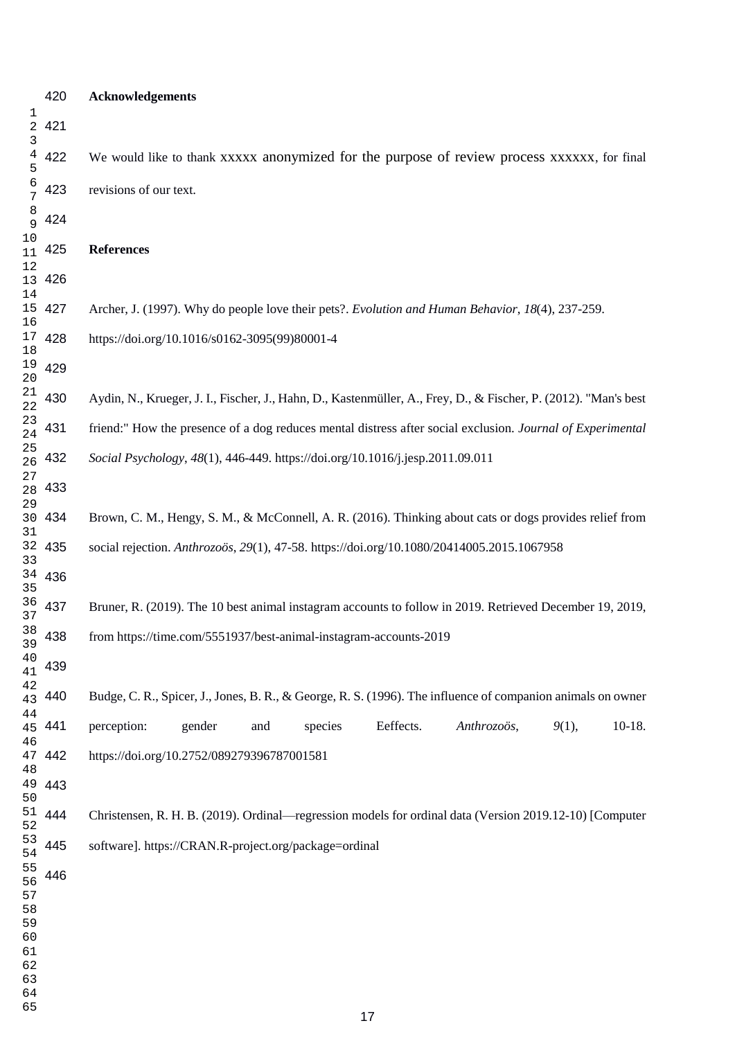**Acknowledgements**

We would like to thank xxxxx anonymized for the purpose of review process xxxxxx, for final revisions of our text.

**References**

Archer, J. (1997). Why do people love their pets?. *Evolution and Human Behavior*, *18*(4), 237-259. https://doi.org/10.1016/s0162-3095(99)80001-4

Aydin, N., Krueger, J. I., Fischer, J., Hahn, D., Kastenmüller, A., Frey, D., & Fischer, P. (2012). "Man's best friend:" How the presence of a dog reduces mental distress after social exclusion. *Journal of Experimental Social Psychology*, *48*(1), 446-449. https://doi.org/10.1016/j.jesp.2011.09.011

Brown, C. M., Hengy, S. M., & McConnell, A. R. (2016). Thinking about cats or dogs provides relief from social rejection. *Anthrozoös*, *29*(1), 47-58. https://doi.org/10.1080/20414005.2015.1067958

Bruner, R. (2019). The 10 best animal instagram accounts to follow in 2019. Retrieved December 19, 2019, from https://time.com/5551937/best-animal-instagram-accounts-2019

Budge, C. R., Spicer, J., Jones, B. R., & George, R. S. (1996). The influence of companion animals on owner perception: gender and species Eeffects. *Anthrozoös*, *9*(1), 10-18. https://doi.org/10.2752/089279396787001581

Christensen, R. H. B. (2019). Ordinal—regression models for ordinal data (Version 2019.12-10) [Computer software]. https://CRAN.R-project.org/package=ordinal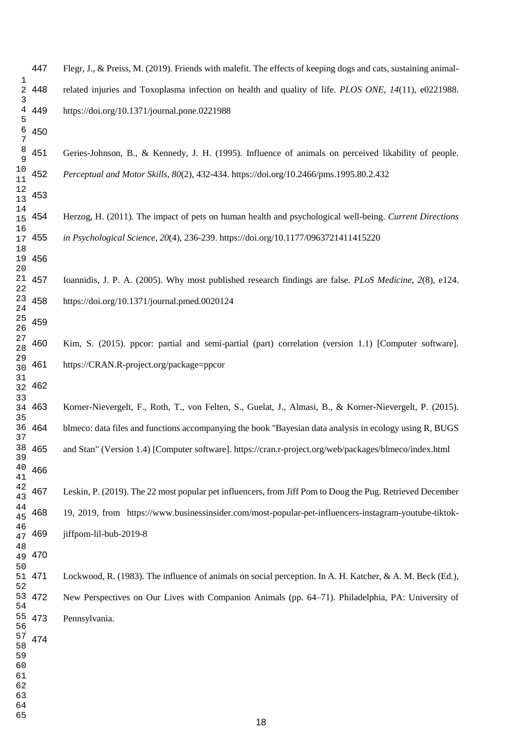Flegr, J., & Preiss, M. (2019). Friends with malefit. The effects of keeping dogs and cats, sustaining animal-related injuries and Toxoplasma infection on health and quality of life. *PLOS ONE*, *14*(11), e0221988. https://doi.org/10.1371/journal.pone.0221988

Geries-Johnson, B., & Kennedy, J. H. (1995). Influence of animals on perceived likability of people. *Perceptual and Motor Skills*, *80*(2), 432-434. https://doi.org/10.2466/pms.1995.80.2.432

Herzog, H. (2011). The impact of pets on human health and psychological well-being. *Current Directions in Psychological Science*, *20*(4), 236-239. https://doi.org/10.1177/0963721411415220

Ioannidis, J. P. A. (2005). Why most published research findings are false. *PLoS Medicine*, *2*(8), e124. https://doi.org/10.1371/journal.pmed.0020124

Kim, S. (2015). ppcor: partial and semi-partial (part) correlation (version 1.1) [Computer software]. https://CRAN.R-project.org/package=ppcor

Korner-Nievergelt, F., Roth, T., von Felten, S., Guelat, J., Almasi, B., & Korner-Nievergelt, P. (2015). blmeco: data files and functions accompanying the book "Bayesian data analysis in ecology using R, BUGS and Stan" (Version 1.4) [Computer software]. https://cran.r-project.org/web/packages/blmeco/index.html

Leskin, P. (2019). The 22 most popular pet influencers, from Jiff Pom to Doug the Pug. Retrieved December 19, 2019, from https://www.businessinsider.com/most-popular-pet-influencers-instagram-youtube-tiktok-jiffpom-lil-bub-2019-8

Lockwood, R. (1983). The influence of animals on social perception. In A. H. Katcher, & A. M. Beck (Ed.), New Perspectives on Our Lives with Companion Animals (pp. 64–71). Philadelphia, PA: University of Pennsylvania.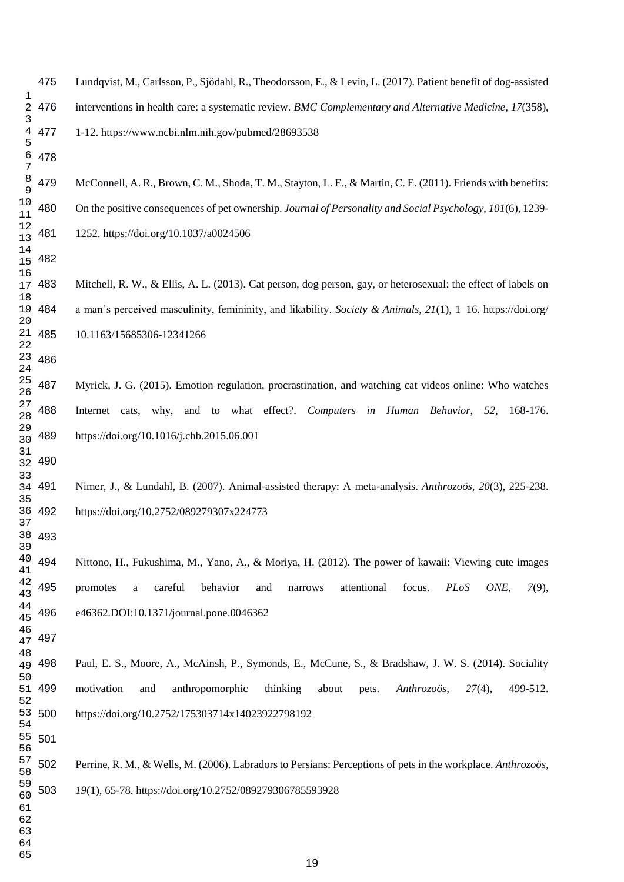Lundqvist, M., Carlsson, P., Sjödahl, R., Theodorsson, E., & Levin, L. (2017). Patient benefit of dog-assisted interventions in health care: a systematic review. *BMC Complementary and Alternative Medicine*, *17*(358), 1-12. https://www.ncbi.nlm.nih.gov/pubmed/28693538

McConnell, A. R., Brown, C. M., Shoda, T. M., Stayton, L. E., & Martin, C. E. (2011). Friends with benefits: On the positive consequences of pet ownership. *Journal of Personality and Social Psychology*, *101*(6), 1239-1252. https://doi.org/10.1037/a0024506

Mitchell, R. W., & Ellis, A. L. (2013). Cat person, dog person, gay, or heterosexual: the effect of labels on a man's perceived masculinity, femininity, and likability. *Society & Animals*, *21*(1), 1–16. https://doi.org/10.1163/15685306-12341266

Myrick, J. G. (2015). Emotion regulation, procrastination, and watching cat videos online: Who watches Internet cats, why, and to what effect?. *Computers in Human Behavior*, *52*, 168-176. https://doi.org/10.1016/j.chb.2015.06.001

Nimer, J., & Lundahl, B. (2007). Animal-assisted therapy: A meta-analysis. *Anthrozoös*, *20*(3), 225-238. https://doi.org/10.2752/089279307x224773

Nittono, H., Fukushima, M., Yano, A., & Moriya, H. (2012). The power of kawaii: Viewing cute images promotes a careful behavior and narrows attentional focus. *PLoS ONE*, *7*(9), e46362.DOI:10.1371/journal.pone.0046362

Paul, E. S., Moore, A., McAinsh, P., Symonds, E., McCune, S., & Bradshaw, J. W. S. (2014). Sociality motivation and anthropomorphic thinking about pets. *Anthrozoös*, *27*(4), 499-512. https://doi.org/10.2752/175303714x14023922798192

Perrine, R. M., & Wells, M. (2006). Labradors to Persians: Perceptions of pets in the workplace. *Anthrozoös*, *19*(1), 65-78. https://doi.org/10.2752/089279306785593928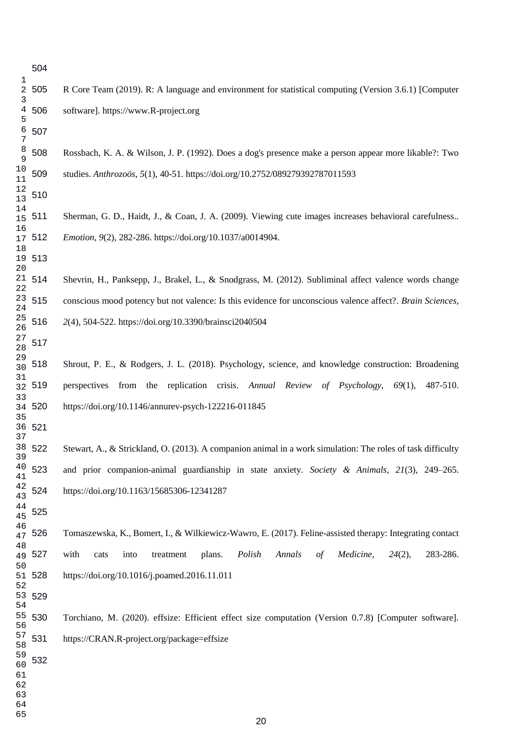R Core Team (2019). R: A language and environment for statistical computing (Version 3.6.1) [Computer software]. https://www.R-project.org

Rossbach, K. A. & Wilson, J. P. (1992). Does a dog's presence make a person appear more likable?: Two studies. *Anthrozoös*, *5*(1), 40-51. https://doi.org/10.2752/089279392787011593

Sherman, G. D., Haidt, J., & Coan, J. A. (2009). Viewing cute images increases behavioral carefulness.. *Emotion*, *9*(2), 282-286. https://doi.org/10.1037/a0014904.

Shevrin, H., Panksepp, J., Brakel, L., & Snodgrass, M. (2012). Subliminal affect valence words change conscious mood potency but not valence: Is this evidence for unconscious valence affect?. *Brain Sciences*, *2*(4), 504-522. https://doi.org/10.3390/brainsci2040504

Shrout, P. E., & Rodgers, J. L. (2018). Psychology, science, and knowledge construction: Broadening perspectives from the replication crisis. *Annual Review of Psychology*, *69*(1), 487-510. https://doi.org/10.1146/annurev-psych-122216-011845

Stewart, A., & Strickland, O. (2013). A companion animal in a work simulation: The roles of task difficulty and prior companion-animal guardianship in state anxiety. *Society & Animals*, *21*(3), 249–265. https://doi.org/10.1163/15685306-12341287

Tomaszewska, K., Bomert, I., & Wilkiewicz-Wawro, E. (2017). Feline-assisted therapy: Integrating contact with cats into treatment plans. *Polish Annals of Medicine*, *24*(2), 283-286. https://doi.org/10.1016/j.poamed.2016.11.011

Torchiano, M. (2020). effsize: Efficient effect size computation (Version 0.7.8) [Computer software]. https://CRAN.R-project.org/package=effsize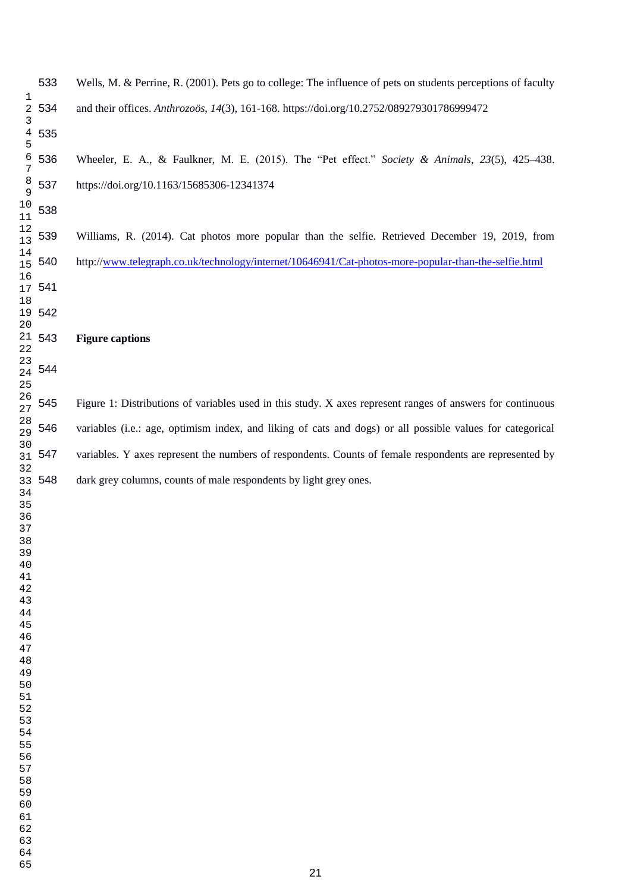Wells, M. & Perrine, R. (2001). Pets go to college: The influence of pets on students perceptions of faculty and their offices. *Anthrozoös*, *14*(3), 161-168. https://doi.org/10.2752/089279301786999472

Wheeler, E. A., & Faulkner, M. E. (2015). The "Pet effect." *Society & Animals*, *23*(5), 425–438. https://doi.org/10.1163/15685306-12341374

Williams, R. (2014). Cat photos more popular than the selfie. Retrieved December 19, 2019, from http://www.telegraph.co.uk/technology/internet/10646941/Cat-photos-more-popular-than-the-selfie.html

**Figure captions**

Figure 1: Distributions of variables used in this study. X axes represent ranges of answers for continuous variables (i.e.: age, optimism index, and liking of cats and dogs) or all possible values for categorical variables. Y axes represent the numbers of respondents. Counts of female respondents are represented by dark grey columns, counts of male respondents by light grey ones.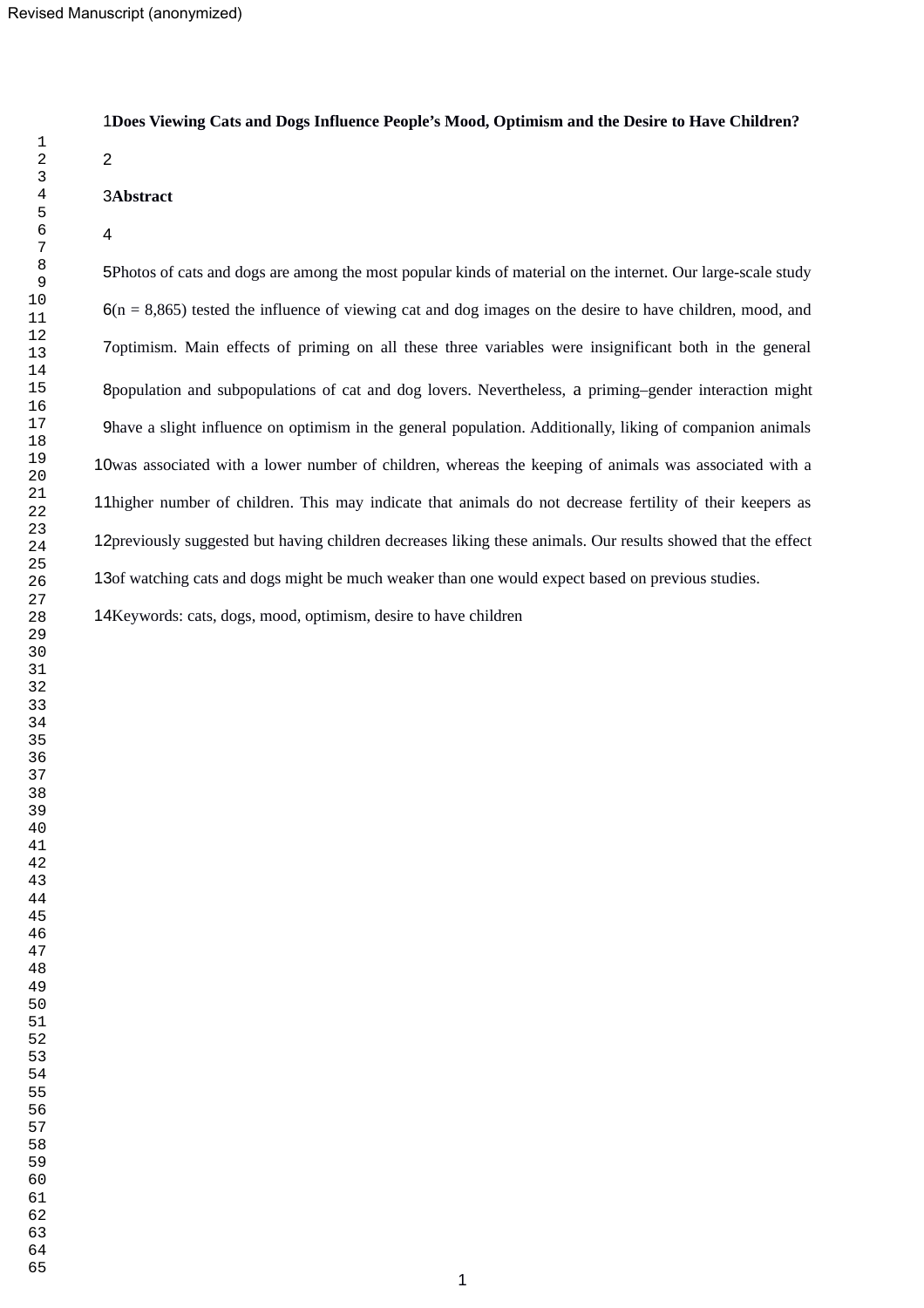**Does Viewing Cats and Dogs Influence People's Mood, Optimism and the Desire to Have Children?**

**Abstract**

Photos of cats and dogs are among the most popular kinds of material on the internet. Our large-scale study (n = 8,865) tested the influence of viewing cat and dog images on the desire to have children, mood, and optimism. Main effects of priming on all these three variables were insignificant both in the general population and subpopulations of cat and dog lovers. Nevertheless, a priming–gender interaction might have a slight influence on optimism in the general population. Additionally, liking of companion animals was associated with a lower number of children, whereas the keeping of animals was associated with a higher number of children. This may indicate that animals do not decrease fertility of their keepers as previously suggested but having children decreases liking these animals. Our results showed that the effect of watching cats and dogs might be much weaker than one would expect based on previous studies.

Keywords: cats, dogs, mood, optimism, desire to have children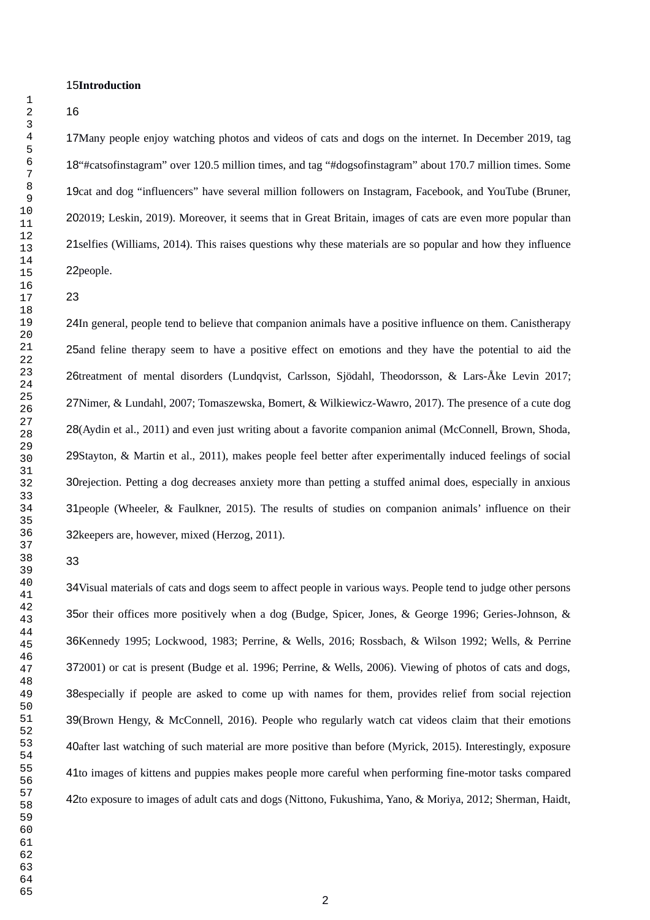**Introduction**

Many people enjoy watching photos and videos of cats and dogs on the internet. In December 2019, tag "#catsofinstagram" over 120.5 million times, and tag "#dogsofinstagram" about 170.7 million times. Some cat and dog "influencers" have several million followers on Instagram, Facebook, and YouTube (Bruner, 2019; Leskin, 2019). Moreover, it seems that in Great Britain, images of cats are even more popular than selfies (Williams, 2014). This raises questions why these materials are so popular and how they influence people.

In general, people tend to believe that companion animals have a positive influence on them. Canistherapy and feline therapy seem to have a positive effect on emotions and they have the potential to aid the treatment of mental disorders (Lundqvist, Carlsson, Sjödahl, Theodorsson, & Lars-Åke Levin 2017; Nimer, & Lundahl, 2007; Tomaszewska, Bomert, & Wilkiewicz-Wawro, 2017). The presence of a cute dog (Aydin et al., 2011) and even just writing about a favorite companion animal (McConnell, Brown, Shoda, Stayton, & Martin et al., 2011), makes people feel better after experimentally induced feelings of social rejection. Petting a dog decreases anxiety more than petting a stuffed animal does, especially in anxious people (Wheeler, & Faulkner, 2015). The results of studies on companion animals' influence on their keepers are, however, mixed (Herzog, 2011).

Visual materials of cats and dogs seem to affect people in various ways. People tend to judge other persons or their offices more positively when a dog (Budge, Spicer, Jones, & George 1996; Geries-Johnson, & Kennedy 1995; Lockwood, 1983; Perrine, & Wells, 2016; Rossbach, & Wilson 1992; Wells, & Perrine 2001) or cat is present (Budge et al. 1996; Perrine, & Wells, 2006). Viewing of photos of cats and dogs, especially if people are asked to come up with names for them, provides relief from social rejection (Brown Hengy, & McConnell, 2016). People who regularly watch cat videos claim that their emotions after last watching of such material are more positive than before (Myrick, 2015). Interestingly, exposure to images of kittens and puppies makes people more careful when performing fine-motor tasks compared to exposure to images of adult cats and dogs (Nittono, Fukushima, Yano, & Moriya, 2012; Sherman, Haidt,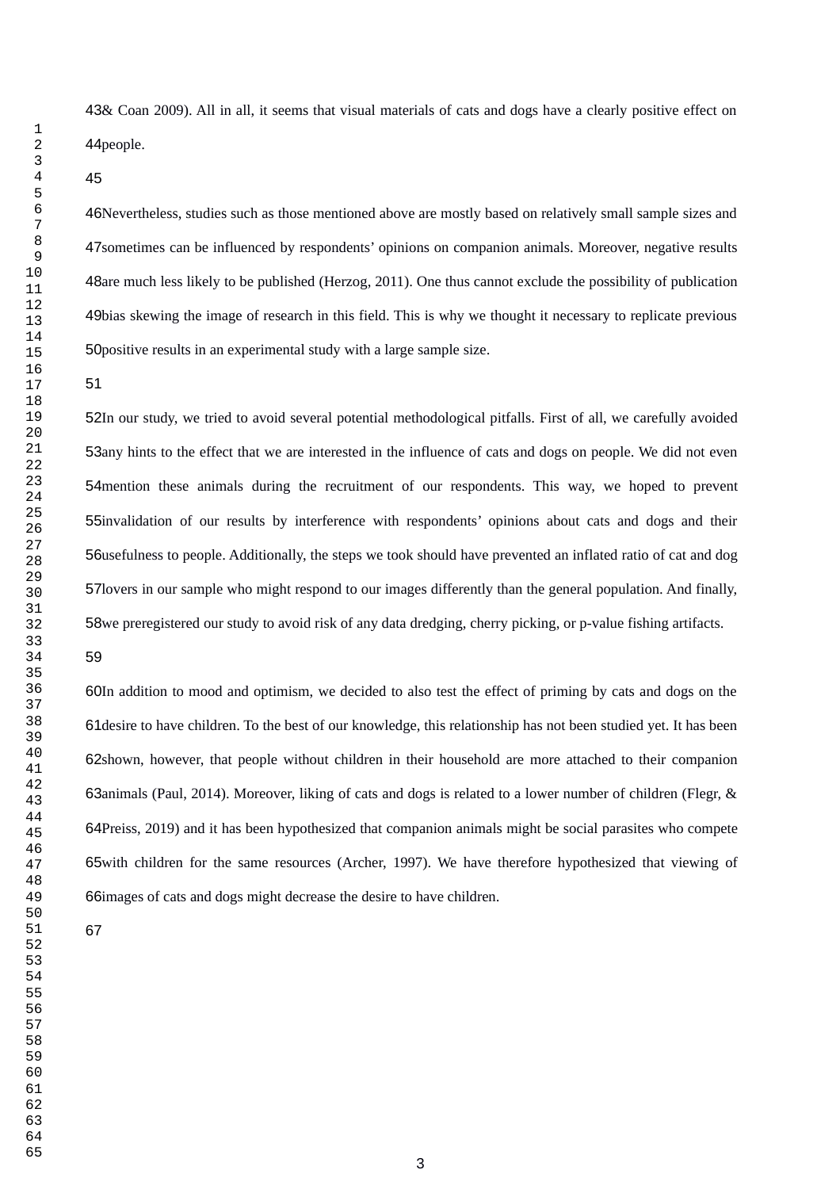& Coan 2009). All in all, it seems that visual materials of cats and dogs have a clearly positive effect on people.

Nevertheless, studies such as those mentioned above are mostly based on relatively small sample sizes and sometimes can be influenced by respondents' opinions on companion animals. Moreover, negative results are much less likely to be published (Herzog, 2011). One thus cannot exclude the possibility of publication bias skewing the image of research in this field. This is why we thought it necessary to replicate previous positive results in an experimental study with a large sample size.

In our study, we tried to avoid several potential methodological pitfalls. First of all, we carefully avoided any hints to the effect that we are interested in the influence of cats and dogs on people. We did not even mention these animals during the recruitment of our respondents. This way, we hoped to prevent invalidation of our results by interference with respondents' opinions about cats and dogs and their usefulness to people. Additionally, the steps we took should have prevented an inflated ratio of cat and dog lovers in our sample who might respond to our images differently than the general population. And finally, we preregistered our study to avoid risk of any data dredging, cherry picking, or p-value fishing artifacts.

In addition to mood and optimism, we decided to also test the effect of priming by cats and dogs on the desire to have children. To the best of our knowledge, this relationship has not been studied yet. It has been shown, however, that people without children in their household are more attached to their companion animals (Paul, 2014). Moreover, liking of cats and dogs is related to a lower number of children (Flegr, & Preiss, 2019) and it has been hypothesized that companion animals might be social parasites who compete with children for the same resources (Archer, 1997). We have therefore hypothesized that viewing of images of cats and dogs might decrease the desire to have children.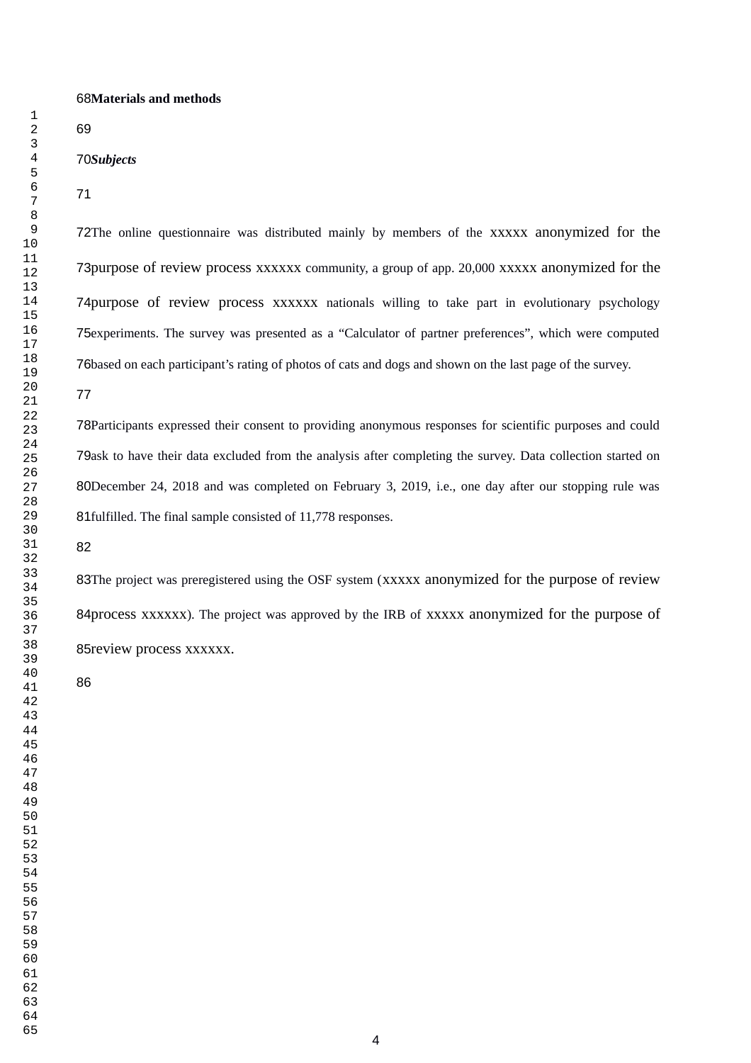**Materials and methods**

***Subjects***

The online questionnaire was distributed mainly by members of the xxxxx anonymized for the purpose of review process xxxxxx community, a group of app. 20,000 xxxxx anonymized for the purpose of review process xxxxxx nationals willing to take part in evolutionary psychology experiments. The survey was presented as a "Calculator of partner preferences", which were computed based on each participant's rating of photos of cats and dogs and shown on the last page of the survey.

Participants expressed their consent to providing anonymous responses for scientific purposes and could ask to have their data excluded from the analysis after completing the survey. Data collection started on December 24, 2018 and was completed on February 3, 2019, i.e., one day after our stopping rule was fulfilled. The final sample consisted of 11,778 responses.

The project was preregistered using the OSF system (xxxxx anonymized for the purpose of review process xxxxxx). The project was approved by the IRB of xxxxx anonymized for the purpose of review process xxxxxx.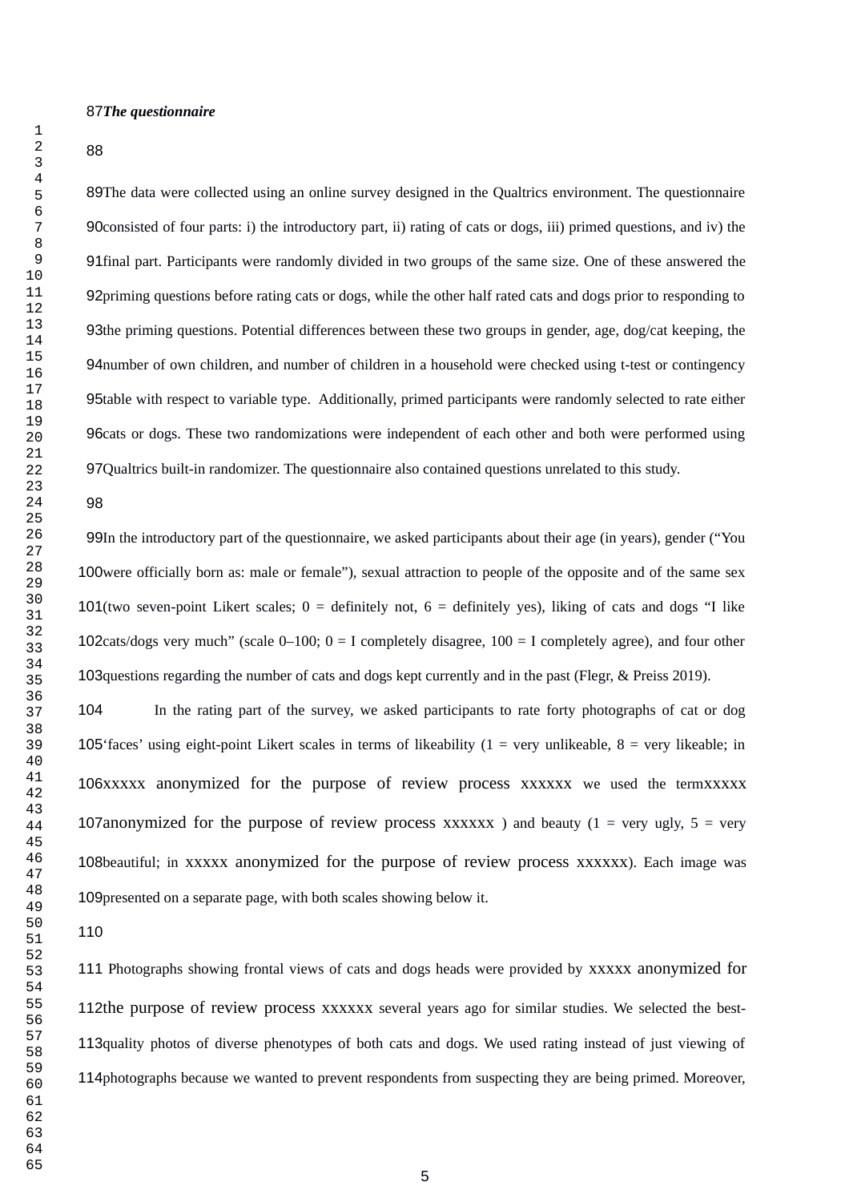***The questionnaire***

The data were collected using an online survey designed in the Qualtrics environment. The questionnaire consisted of four parts: i) the introductory part, ii) rating of cats or dogs, iii) primed questions, and iv) the final part. Participants were randomly divided in two groups of the same size. One of these answered the priming questions before rating cats or dogs, while the other half rated cats and dogs prior to responding to the priming questions. Potential differences between these two groups in gender, age, dog/cat keeping, the number of own children, and number of children in a household were checked using t-test or contingency table with respect to variable type. Additionally, primed participants were randomly selected to rate either cats or dogs. These two randomizations were independent of each other and both were performed using Qualtrics built-in randomizer. The questionnaire also contained questions unrelated to this study.

In the introductory part of the questionnaire, we asked participants about their age (in years), gender ("You were officially born as: male or female"), sexual attraction to people of the opposite and of the same sex (two seven-point Likert scales; 0 = definitely not, 6 = definitely yes), liking of cats and dogs "I like cats/dogs very much" (scale 0–100; 0 = I completely disagree, 100 = I completely agree), and four other questions regarding the number of cats and dogs kept currently and in the past (Flegr, & Preiss 2019).

In the rating part of the survey, we asked participants to rate forty photographs of cat or dog 'faces' using eight-point Likert scales in terms of likeability (1 = very unlikeable, 8 = very likeable; in xxxxx anonymized for the purpose of review process xxxxxx we used the termxxxxx anonymized for the purpose of review process xxxxxx ) and beauty (1 = very ugly, 5 = very beautiful; in xxxxx anonymized for the purpose of review process xxxxxx). Each image was presented on a separate page, with both scales showing below it.

Photographs showing frontal views of cats and dogs heads were provided by xxxxx anonymized for the purpose of review process xxxxxx several years ago for similar studies. We selected the best-quality photos of diverse phenotypes of both cats and dogs. We used rating instead of just viewing of photographs because we wanted to prevent respondents from suspecting they are being primed. Moreover,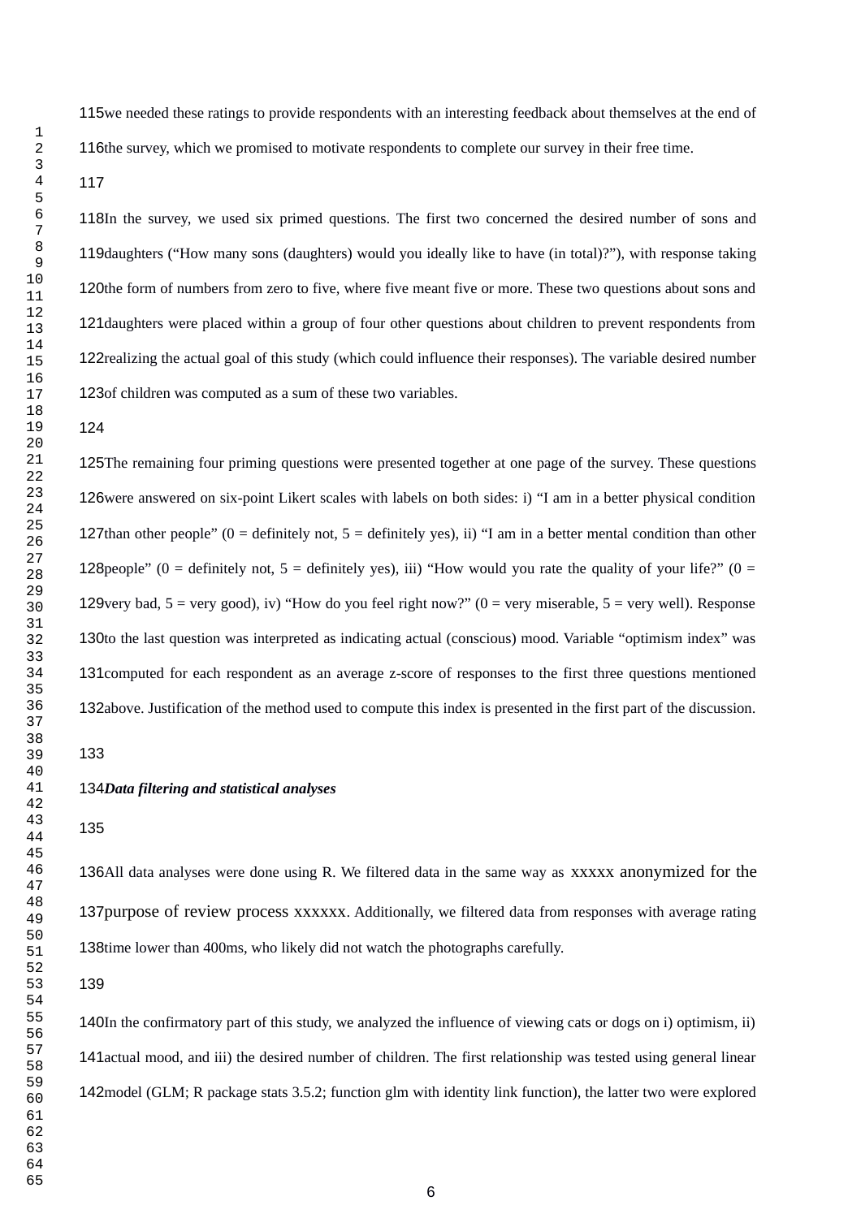we needed these ratings to provide respondents with an interesting feedback about themselves at the end of the survey, which we promised to motivate respondents to complete our survey in their free time.

In the survey, we used six primed questions. The first two concerned the desired number of sons and daughters ("How many sons (daughters) would you ideally like to have (in total)?"), with response taking the form of numbers from zero to five, where five meant five or more. These two questions about sons and daughters were placed within a group of four other questions about children to prevent respondents from realizing the actual goal of this study (which could influence their responses). The variable desired number of children was computed as a sum of these two variables.

The remaining four priming questions were presented together at one page of the survey. These questions were answered on six-point Likert scales with labels on both sides: i) "I am in a better physical condition than other people" (0 = definitely not, 5 = definitely yes), ii) "I am in a better mental condition than other people" (0 = definitely not, 5 = definitely yes), iii) "How would you rate the quality of your life?" (0 = very bad, 5 = very good), iv) "How do you feel right now?" (0 = very miserable, 5 = very well). Response to the last question was interpreted as indicating actual (conscious) mood. Variable "optimism index" was computed for each respondent as an average z-score of responses to the first three questions mentioned above. Justification of the method used to compute this index is presented in the first part of the discussion.

***Data filtering and statistical analyses***

All data analyses were done using R. We filtered data in the same way as xxxxx anonymized for the purpose of review process xxxxxx. Additionally, we filtered data from responses with average rating time lower than 400ms, who likely did not watch the photographs carefully.

In the confirmatory part of this study, we analyzed the influence of viewing cats or dogs on i) optimism, ii) actual mood, and iii) the desired number of children. The first relationship was tested using general linear model (GLM; R package stats 3.5.2; function glm with identity link function), the latter two were explored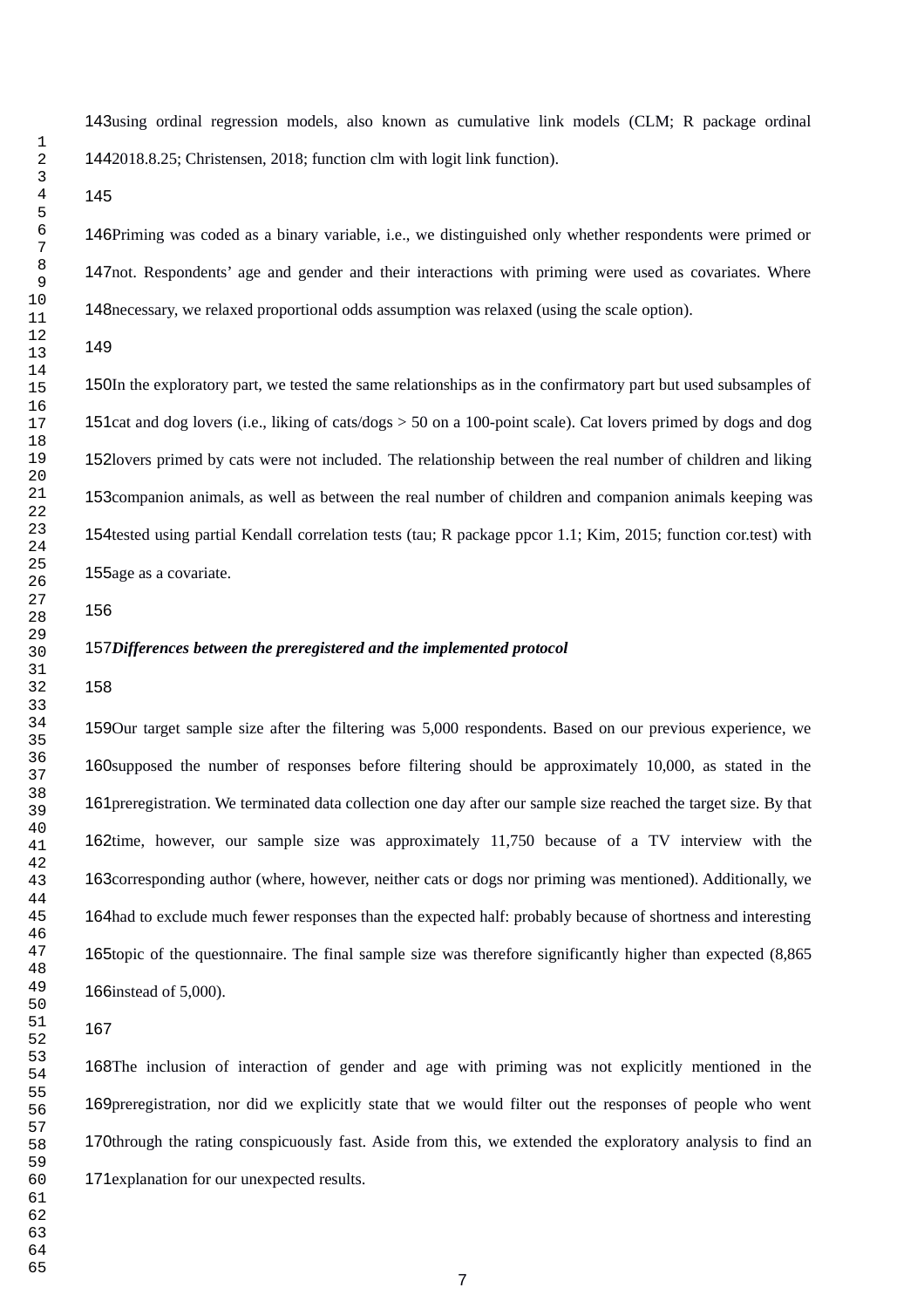using ordinal regression models, also known as cumulative link models (CLM; R package ordinal 2018.8.25; Christensen, 2018; function clm with logit link function).

Priming was coded as a binary variable, i.e., we distinguished only whether respondents were primed or not. Respondents' age and gender and their interactions with priming were used as covariates. Where necessary, we relaxed proportional odds assumption was relaxed (using the scale option).

In the exploratory part, we tested the same relationships as in the confirmatory part but used subsamples of cat and dog lovers (i.e., liking of cats/dogs > 50 on a 100-point scale). Cat lovers primed by dogs and dog lovers primed by cats were not included. The relationship between the real number of children and liking companion animals, as well as between the real number of children and companion animals keeping was tested using partial Kendall correlation tests (tau; R package ppcor 1.1; Kim, 2015; function cor.test) with age as a covariate.

***Differences between the preregistered and the implemented protocol***

Our target sample size after the filtering was 5,000 respondents. Based on our previous experience, we supposed the number of responses before filtering should be approximately 10,000, as stated in the preregistration. We terminated data collection one day after our sample size reached the target size. By that time, however, our sample size was approximately 11,750 because of a TV interview with the corresponding author (where, however, neither cats or dogs nor priming was mentioned). Additionally, we had to exclude much fewer responses than the expected half: probably because of shortness and interesting topic of the questionnaire. The final sample size was therefore significantly higher than expected (8,865 instead of 5,000).

The inclusion of interaction of gender and age with priming was not explicitly mentioned in the preregistration, nor did we explicitly state that we would filter out the responses of people who went through the rating conspicuously fast. Aside from this, we extended the exploratory analysis to find an explanation for our unexpected results.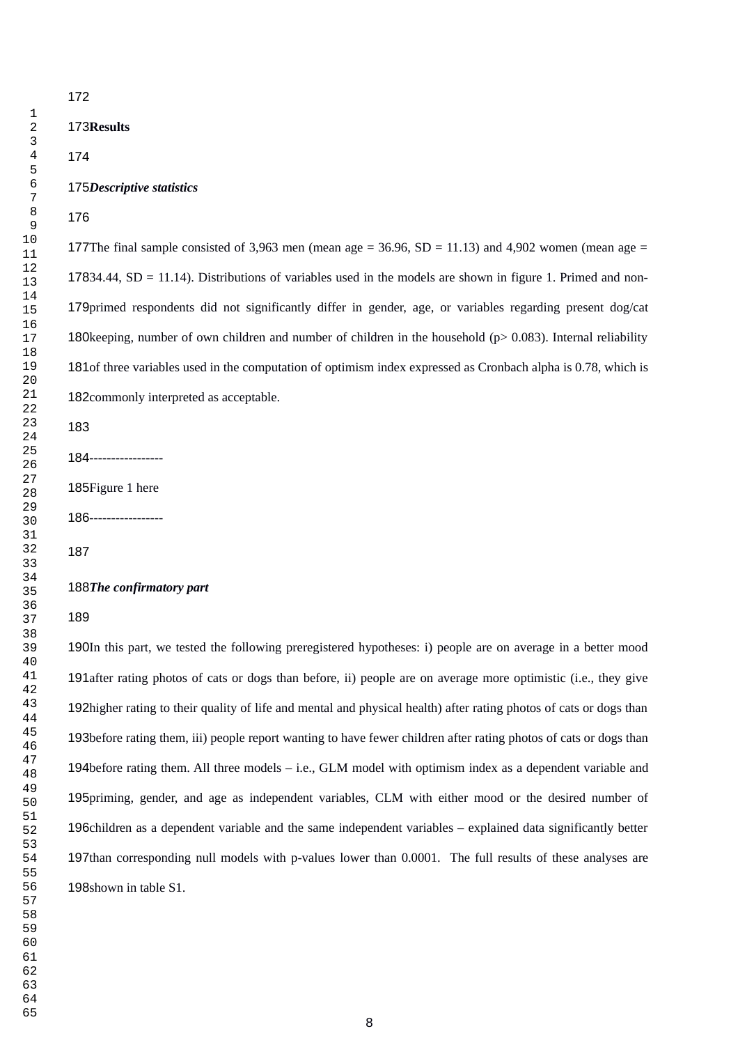## Results

### *Descriptive statistics*

The final sample consisted of 3,963 men (mean age = 36.96, SD = 11.13) and 4,902 women (mean age = 34.44, SD = 11.14). Distributions of variables used in the models are shown in figure 1. Primed and non-primed respondents did not significantly differ in gender, age, or variables regarding present dog/cat keeping, number of own children and number of children in the household ($p > 0.083$). Internal reliability of three variables used in the computation of optimism index expressed as Cronbach alpha is 0.78, which is commonly interpreted as acceptable.

-----------------

Figure 1 here

-----------------

### *The confirmatory part*

In this part, we tested the following preregistered hypotheses: i) people are on average in a better mood after rating photos of cats or dogs than before, ii) people are on average more optimistic (i.e., they give higher rating to their quality of life and mental and physical health) after rating photos of cats or dogs than before rating them, iii) people report wanting to have fewer children after rating photos of cats or dogs than before rating them. All three models – i.e., GLM model with optimism index as a dependent variable and priming, gender, and age as independent variables, CLM with either mood or the desired number of children as a dependent variable and the same independent variables – explained data significantly better than corresponding null models with p-values lower than 0.0001. The full results of these analyses are shown in table S1.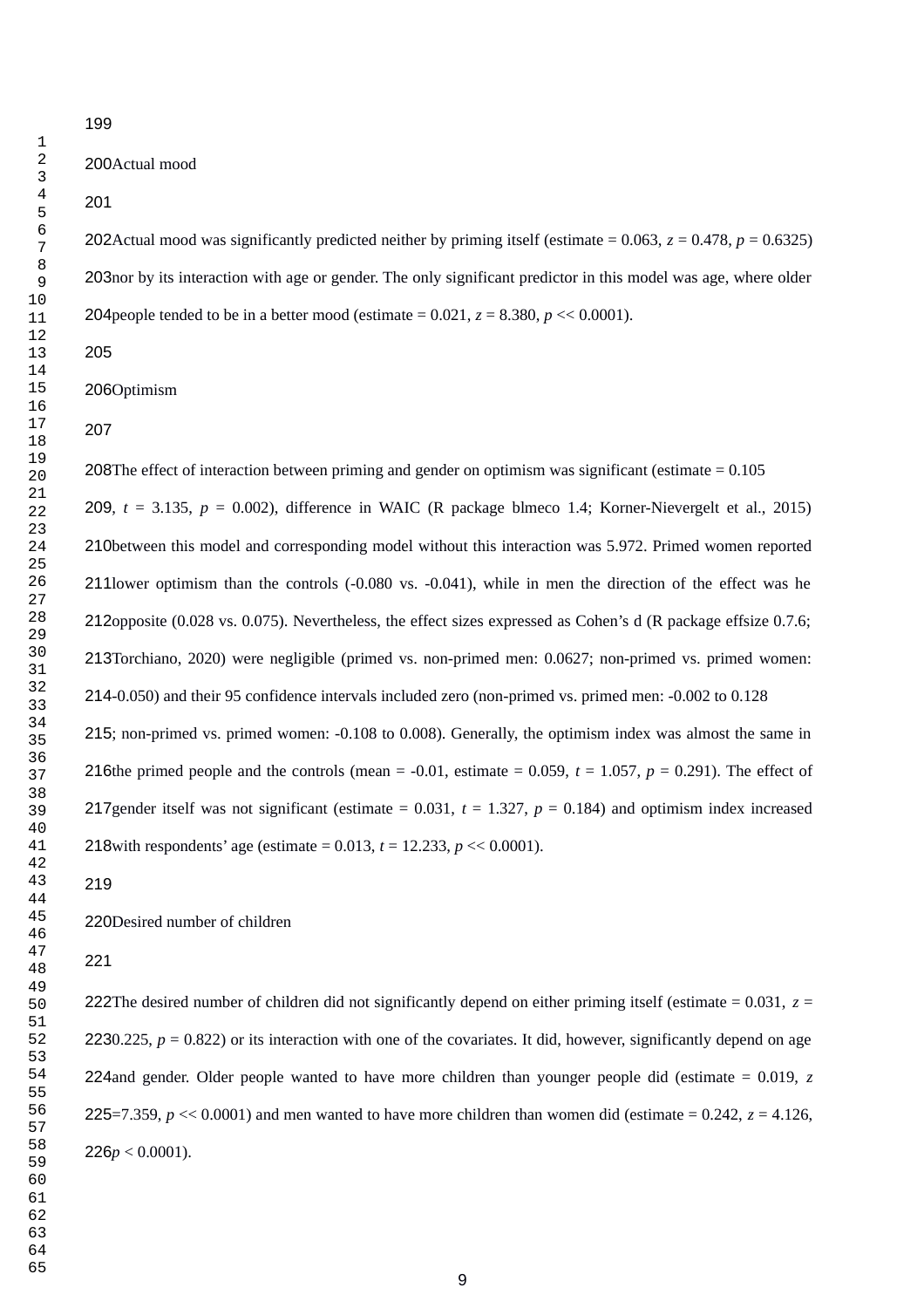### Actual mood

Actual mood was significantly predicted neither by priming itself (estimate = 0.063, $z$ = 0.478, $p$ = 0.6325) nor by its interaction with age or gender. The only significant predictor in this model was age, where older people tended to be in a better mood (estimate = 0.021, $z$ = 8.380, $p$ << 0.0001).

### Optimism

The effect of interaction between priming and gender on optimism was significant (estimate = 0.105, $t$ = 3.135, $p$ = 0.002), difference in WAIC (R package blmeco 1.4; Korner-Nievergelt et al., 2015) between this model and corresponding model without this interaction was 5.972. Primed women reported lower optimism than the controls (-0.080 vs. -0.041), while in men the direction of the effect was he opposite (0.028 vs. 0.075). Nevertheless, the effect sizes expressed as Cohen's d (R package effsize 0.7.6; Torchiano, 2020) were negligible (primed vs. non-primed men: 0.0627; non-primed vs. primed women: -0.050) and their 95 confidence intervals included zero (non-primed vs. primed men: -0.002 to 0.128; non-primed vs. primed women: -0.108 to 0.008). Generally, the optimism index was almost the same in the primed people and the controls (mean = -0.01, estimate = 0.059, $t$ = 1.057, $p$ = 0.291). The effect of gender itself was not significant (estimate = 0.031, $t$ = 1.327, $p$ = 0.184) and optimism index increased with respondents' age (estimate = 0.013, $t$ = 12.233, $p$ << 0.0001).

### Desired number of children

The desired number of children did not significantly depend on either priming itself (estimate = 0.031, $z$ = 0.225, $p$ = 0.822) or its interaction with one of the covariates. It did, however, significantly depend on age and gender. Older people wanted to have more children than younger people did (estimate = 0.019, $z$ =7.359, $p$ << 0.0001) and men wanted to have more children than women did (estimate = 0.242, $z$ = 4.126, $p$ < 0.0001).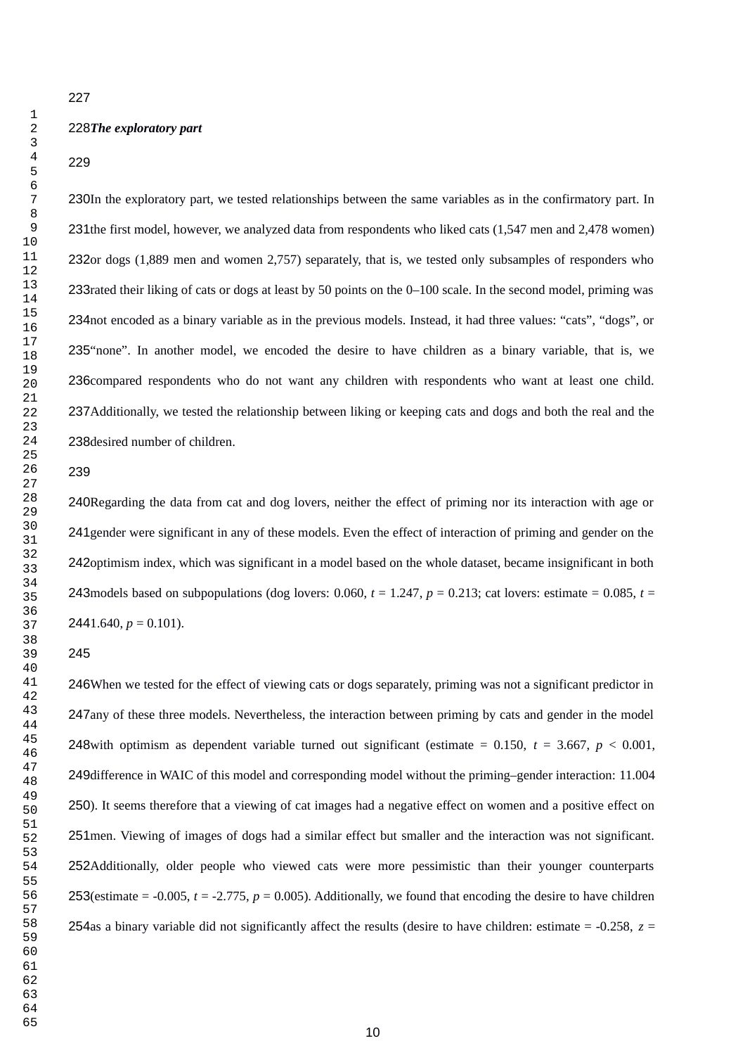***The exploratory part***

In the exploratory part, we tested relationships between the same variables as in the confirmatory part. In the first model, however, we analyzed data from respondents who liked cats (1,547 men and 2,478 women) or dogs (1,889 men and women 2,757) separately, that is, we tested only subsamples of responders who rated their liking of cats or dogs at least by 50 points on the 0–100 scale. In the second model, priming was not encoded as a binary variable as in the previous models. Instead, it had three values: “cats”, “dogs”, or “none”. In another model, we encoded the desire to have children as a binary variable, that is, we compared respondents who do not want any children with respondents who want at least one child. Additionally, we tested the relationship between liking or keeping cats and dogs and both the real and the desired number of children.

Regarding the data from cat and dog lovers, neither the effect of priming nor its interaction with age or gender were significant in any of these models. Even the effect of interaction of priming and gender on the optimism index, which was significant in a model based on the whole dataset, became insignificant in both models based on subpopulations (dog lovers: 0.060, $t$ = 1.247, $p$ = 0.213; cat lovers: estimate = 0.085, $t$ = 1.640, $p$ = 0.101).

When we tested for the effect of viewing cats or dogs separately, priming was not a significant predictor in any of these three models. Nevertheless, the interaction between priming by cats and gender in the model with optimism as dependent variable turned out significant (estimate = 0.150, $t$ = 3.667, $p$ < 0.001, difference in WAIC of this model and corresponding model without the priming–gender interaction: 11.004). It seems therefore that a viewing of cat images had a negative effect on women and a positive effect on men. Viewing of images of dogs had a similar effect but smaller and the interaction was not significant. Additionally, older people who viewed cats were more pessimistic than their younger counterparts (estimate = -0.005, $t$ = -2.775, $p$ = 0.005). Additionally, we found that encoding the desire to have children as a binary variable did not significantly affect the results (desire to have children: estimate = -0.258, $z$ =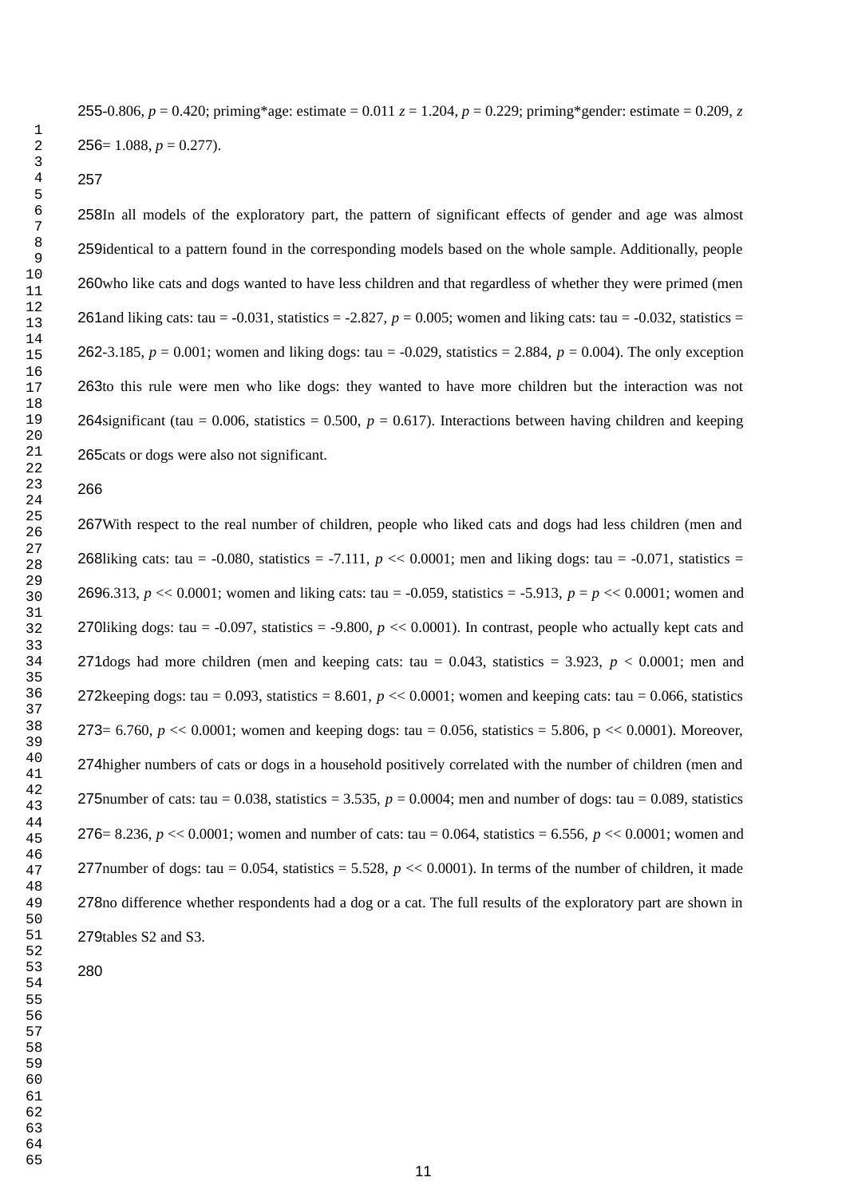-0.806, $p$ = 0.420; priming*age: estimate = 0.011 $z$ = 1.204, $p$ = 0.229; priming*gender: estimate = 0.209, $z$ = 1.088, $p$ = 0.277).

In all models of the exploratory part, the pattern of significant effects of gender and age was almost identical to a pattern found in the corresponding models based on the whole sample. Additionally, people who like cats and dogs wanted to have less children and that regardless of whether they were primed (men and liking cats: tau = -0.031, statistics = -2.827, $p$ = 0.005; women and liking cats: tau = -0.032, statistics = -3.185, $p$ = 0.001; women and liking dogs: tau = -0.029, statistics = 2.884, $p$ = 0.004). The only exception to this rule were men who like dogs: they wanted to have more children but the interaction was not significant (tau = 0.006, statistics = 0.500, $p$ = 0.617). Interactions between having children and keeping cats or dogs were also not significant.

With respect to the real number of children, people who liked cats and dogs had less children (men and liking cats: tau = -0.080, statistics = -7.111, $p$ << 0.0001; men and liking dogs: tau = -0.071, statistics = 6.313, $p$ << 0.0001; women and liking cats: tau = -0.059, statistics = -5.913, $p$ = $p$ << 0.0001; women and liking dogs: tau = -0.097, statistics = -9.800, $p$ << 0.0001). In contrast, people who actually kept cats and dogs had more children (men and keeping cats: tau = 0.043, statistics = 3.923, $p$ < 0.0001; men and keeping dogs: tau = 0.093, statistics = 8.601, $p$ << 0.0001; women and keeping cats: tau = 0.066, statistics = 6.760, $p$ << 0.0001; women and keeping dogs: tau = 0.056, statistics = 5.806, p << 0.0001). Moreover, higher numbers of cats or dogs in a household positively correlated with the number of children (men and number of cats: tau = 0.038, statistics = 3.535, $p$ = 0.0004; men and number of dogs: tau = 0.089, statistics = 8.236, $p$ << 0.0001; women and number of cats: tau = 0.064, statistics = 6.556, $p$ << 0.0001; women and number of dogs: tau = 0.054, statistics = 5.528, $p$ << 0.0001). In terms of the number of children, it made no difference whether respondents had a dog or a cat. The full results of the exploratory part are shown in tables S2 and S3.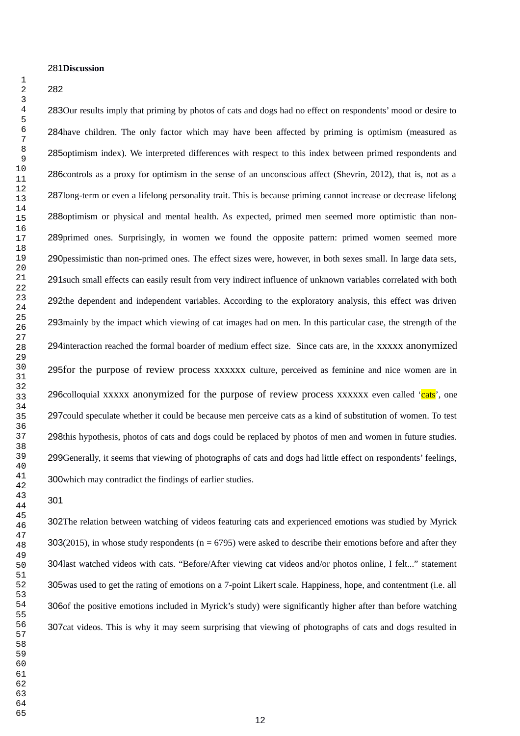## Discussion

Our results imply that priming by photos of cats and dogs had no effect on respondents' mood or desire to have children. The only factor which may have been affected by priming is optimism (measured as optimism index). We interpreted differences with respect to this index between primed respondents and controls as a proxy for optimism in the sense of an unconscious affect (Shevrin, 2012), that is, not as a long-term or even a lifelong personality trait. This is because priming cannot increase or decrease lifelong optimism or physical and mental health. As expected, primed men seemed more optimistic than non-primed ones. Surprisingly, in women we found the opposite pattern: primed women seemed more pessimistic than non-primed ones. The effect sizes were, however, in both sexes small. In large data sets, such small effects can easily result from very indirect influence of unknown variables correlated with both the dependent and independent variables. According to the exploratory analysis, this effect was driven mainly by the impact which viewing of cat images had on men. In this particular case, the strength of the interaction reached the formal boarder of medium effect size. Since cats are, in the xxxxx anonymized for the purpose of review process xxxxxx culture, perceived as feminine and nice women are in colloquial xxxxx anonymized for the purpose of review process xxxxxx even called 'cats', one could speculate whether it could be because men perceive cats as a kind of substitution of women. To test this hypothesis, photos of cats and dogs could be replaced by photos of men and women in future studies. Generally, it seems that viewing of photographs of cats and dogs had little effect on respondents' feelings, which may contradict the findings of earlier studies.

The relation between watching of videos featuring cats and experienced emotions was studied by Myrick (2015), in whose study respondents ($n = 6795$) were asked to describe their emotions before and after they last watched videos with cats. "Before/After viewing cat videos and/or photos online, I felt..." statement was used to get the rating of emotions on a 7-point Likert scale. Happiness, hope, and contentment (i.e. all of the positive emotions included in Myrick's study) were significantly higher after than before watching cat videos. This is why it may seem surprising that viewing of photographs of cats and dogs resulted in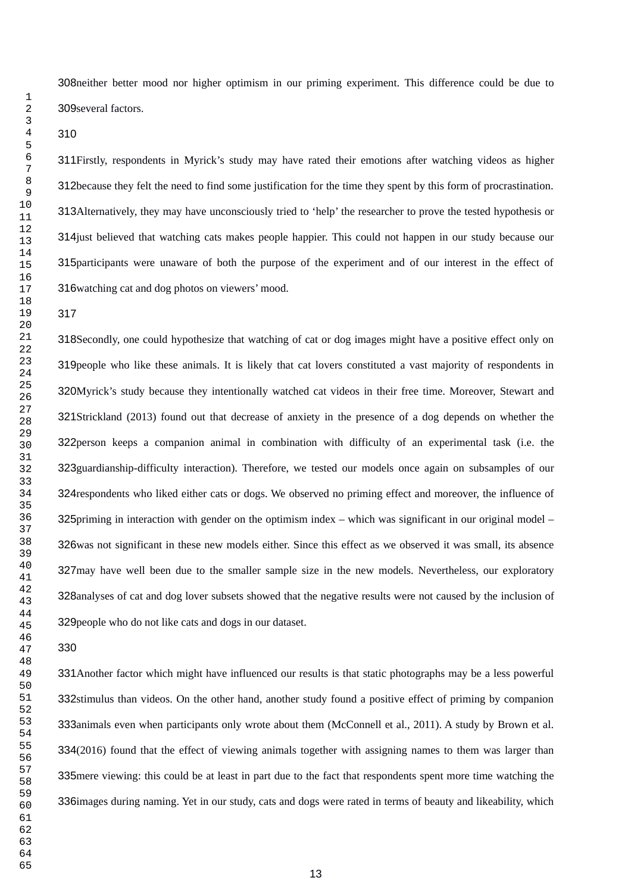neither better mood nor higher optimism in our priming experiment. This difference could be due to several factors.

Firstly, respondents in Myrick's study may have rated their emotions after watching videos as higher because they felt the need to find some justification for the time they spent by this form of procrastination. Alternatively, they may have unconsciously tried to 'help' the researcher to prove the tested hypothesis or just believed that watching cats makes people happier. This could not happen in our study because our participants were unaware of both the purpose of the experiment and of our interest in the effect of watching cat and dog photos on viewers' mood.

Secondly, one could hypothesize that watching of cat or dog images might have a positive effect only on people who like these animals. It is likely that cat lovers constituted a vast majority of respondents in Myrick's study because they intentionally watched cat videos in their free time. Moreover, Stewart and Strickland (2013) found out that decrease of anxiety in the presence of a dog depends on whether the person keeps a companion animal in combination with difficulty of an experimental task (i.e. the guardianship-difficulty interaction). Therefore, we tested our models once again on subsamples of our respondents who liked either cats or dogs. We observed no priming effect and moreover, the influence of priming in interaction with gender on the optimism index – which was significant in our original model – was not significant in these new models either. Since this effect as we observed it was small, its absence may have well been due to the smaller sample size in the new models. Nevertheless, our exploratory analyses of cat and dog lover subsets showed that the negative results were not caused by the inclusion of people who do not like cats and dogs in our dataset.

Another factor which might have influenced our results is that static photographs may be a less powerful stimulus than videos. On the other hand, another study found a positive effect of priming by companion animals even when participants only wrote about them (McConnell et al., 2011). A study by Brown et al. (2016) found that the effect of viewing animals together with assigning names to them was larger than mere viewing: this could be at least in part due to the fact that respondents spent more time watching the images during naming. Yet in our study, cats and dogs were rated in terms of beauty and likeability, which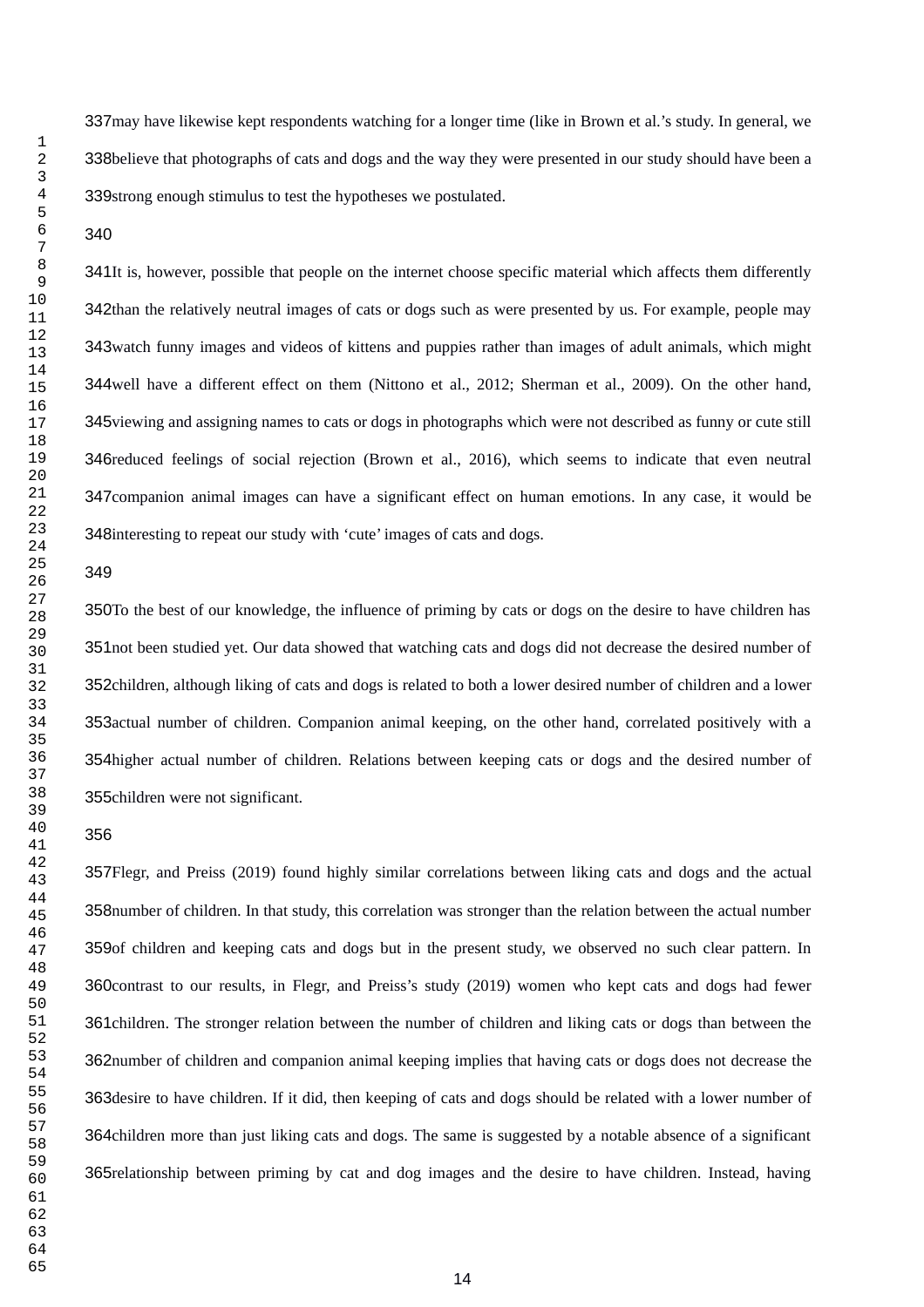may have likewise kept respondents watching for a longer time (like in Brown et al.’s study. In general, we believe that photographs of cats and dogs and the way they were presented in our study should have been a strong enough stimulus to test the hypotheses we postulated.

It is, however, possible that people on the internet choose specific material which affects them differently than the relatively neutral images of cats or dogs such as were presented by us. For example, people may watch funny images and videos of kittens and puppies rather than images of adult animals, which might well have a different effect on them (Nittono et al., 2012; Sherman et al., 2009). On the other hand, viewing and assigning names to cats or dogs in photographs which were not described as funny or cute still reduced feelings of social rejection (Brown et al., 2016), which seems to indicate that even neutral companion animal images can have a significant effect on human emotions. In any case, it would be interesting to repeat our study with ‘cute’ images of cats and dogs.

To the best of our knowledge, the influence of priming by cats or dogs on the desire to have children has not been studied yet. Our data showed that watching cats and dogs did not decrease the desired number of children, although liking of cats and dogs is related to both a lower desired number of children and a lower actual number of children. Companion animal keeping, on the other hand, correlated positively with a higher actual number of children. Relations between keeping cats or dogs and the desired number of children were not significant.

Flegr, and Preiss (2019) found highly similar correlations between liking cats and dogs and the actual number of children. In that study, this correlation was stronger than the relation between the actual number of children and keeping cats and dogs but in the present study, we observed no such clear pattern. In contrast to our results, in Flegr, and Preiss’s study (2019) women who kept cats and dogs had fewer children. The stronger relation between the number of children and liking cats or dogs than between the number of children and companion animal keeping implies that having cats or dogs does not decrease the desire to have children. If it did, then keeping of cats and dogs should be related with a lower number of children more than just liking cats and dogs. The same is suggested by a notable absence of a significant relationship between priming by cat and dog images and the desire to have children. Instead, having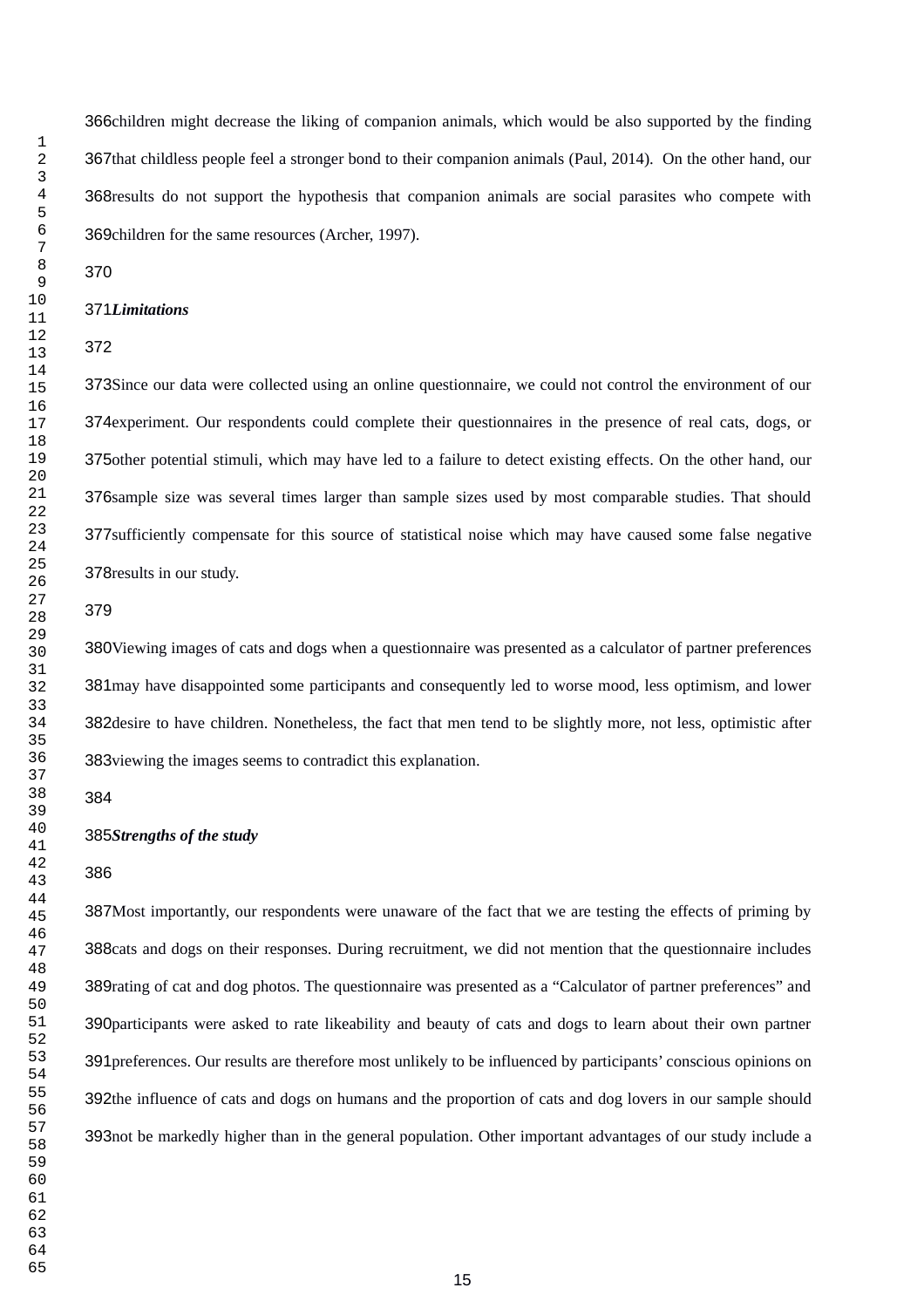children might decrease the liking of companion animals, which would be also supported by the finding that childless people feel a stronger bond to their companion animals (Paul, 2014). On the other hand, our results do not support the hypothesis that companion animals are social parasites who compete with children for the same resources (Archer, 1997).

***Limitations***

Since our data were collected using an online questionnaire, we could not control the environment of our experiment. Our respondents could complete their questionnaires in the presence of real cats, dogs, or other potential stimuli, which may have led to a failure to detect existing effects. On the other hand, our sample size was several times larger than sample sizes used by most comparable studies. That should sufficiently compensate for this source of statistical noise which may have caused some false negative results in our study.

Viewing images of cats and dogs when a questionnaire was presented as a calculator of partner preferences may have disappointed some participants and consequently led to worse mood, less optimism, and lower desire to have children. Nonetheless, the fact that men tend to be slightly more, not less, optimistic after viewing the images seems to contradict this explanation.

***Strengths of the study***

Most importantly, our respondents were unaware of the fact that we are testing the effects of priming by cats and dogs on their responses. During recruitment, we did not mention that the questionnaire includes rating of cat and dog photos. The questionnaire was presented as a "Calculator of partner preferences" and participants were asked to rate likeability and beauty of cats and dogs to learn about their own partner preferences. Our results are therefore most unlikely to be influenced by participants' conscious opinions on the influence of cats and dogs on humans and the proportion of cats and dog lovers in our sample should not be markedly higher than in the general population. Other important advantages of our study include a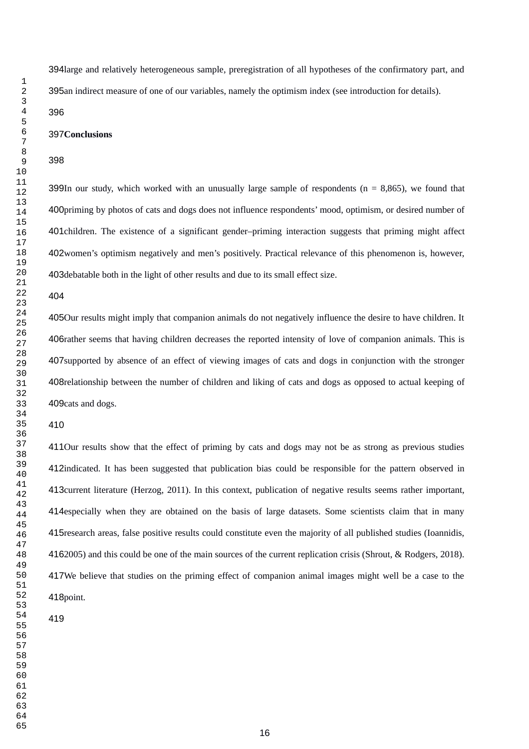large and relatively heterogeneous sample, preregistration of all hypotheses of the confirmatory part, and an indirect measure of one of our variables, namely the optimism index (see introduction for details).

## Conclusions

In our study, which worked with an unusually large sample of respondents (n = 8,865), we found that priming by photos of cats and dogs does not influence respondents' mood, optimism, or desired number of children. The existence of a significant gender–priming interaction suggests that priming might affect women's optimism negatively and men's positively. Practical relevance of this phenomenon is, however, debatable both in the light of other results and due to its small effect size.

Our results might imply that companion animals do not negatively influence the desire to have children. It rather seems that having children decreases the reported intensity of love of companion animals. This is supported by absence of an effect of viewing images of cats and dogs in conjunction with the stronger relationship between the number of children and liking of cats and dogs as opposed to actual keeping of cats and dogs.

Our results show that the effect of priming by cats and dogs may not be as strong as previous studies indicated. It has been suggested that publication bias could be responsible for the pattern observed in current literature (Herzog, 2011). In this context, publication of negative results seems rather important, especially when they are obtained on the basis of large datasets. Some scientists claim that in many research areas, false positive results could constitute even the majority of all published studies (Ioannidis, 2005) and this could be one of the main sources of the current replication crisis (Shrout, & Rodgers, 2018). We believe that studies on the priming effect of companion animal images might well be a case to the point.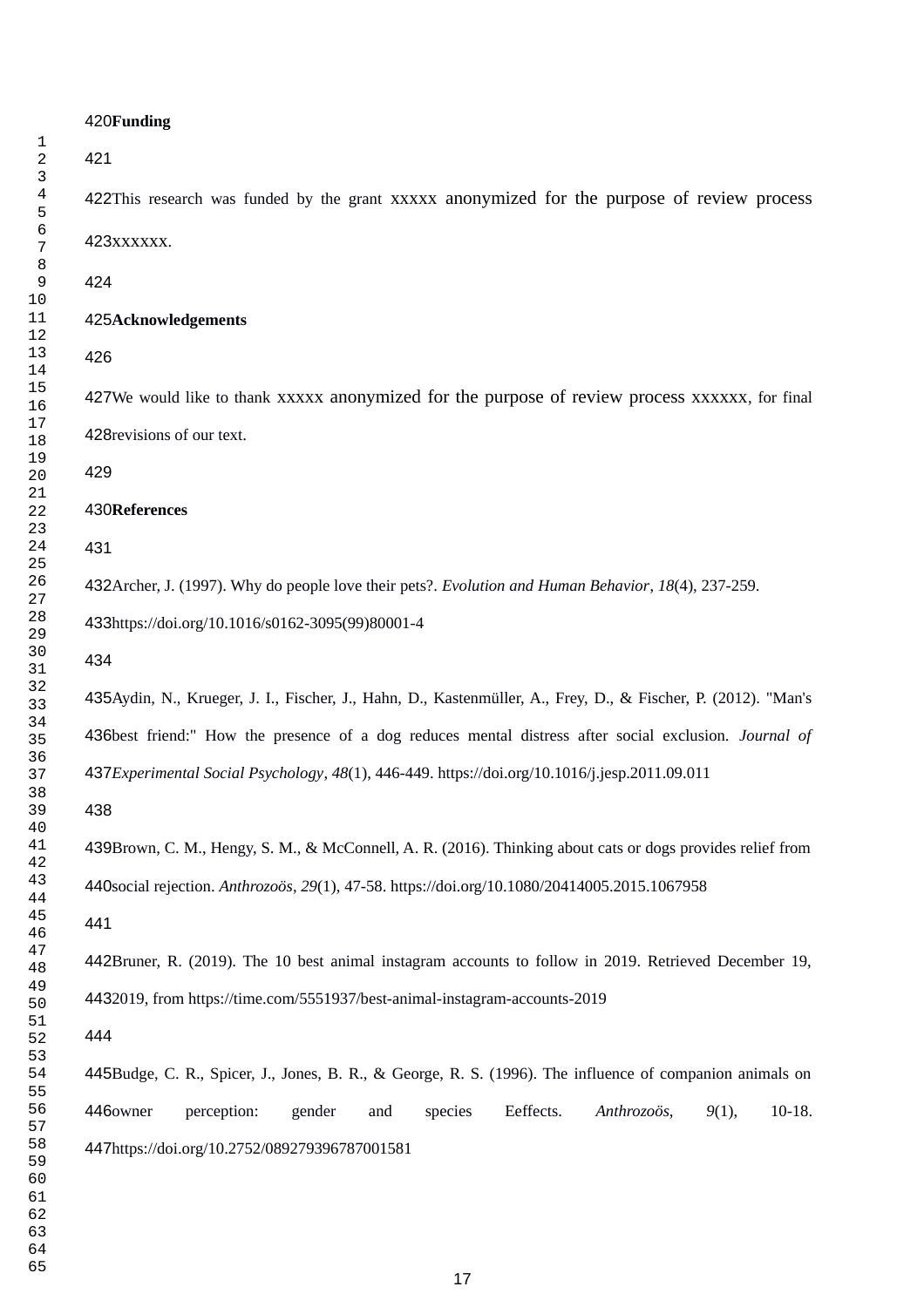## Funding

This research was funded by the grant xxxxx anonymized for the purpose of review process xxxxxx.

## Acknowledgements

We would like to thank xxxxx anonymized for the purpose of review process xxxxxx, for final revisions of our text.

## References

Archer, J. (1997). Why do people love their pets?. *Evolution and Human Behavior*, *18*(4), 237-259. https://doi.org/10.1016/s0162-3095(99)80001-4

Aydin, N., Krueger, J. I., Fischer, J., Hahn, D., Kastenmüller, A., Frey, D., & Fischer, P. (2012). "Man's best friend:" How the presence of a dog reduces mental distress after social exclusion. *Journal of Experimental Social Psychology*, *48*(1), 446-449. https://doi.org/10.1016/j.jesp.2011.09.011

Brown, C. M., Hengy, S. M., & McConnell, A. R. (2016). Thinking about cats or dogs provides relief from social rejection. *Anthrozoös*, *29*(1), 47-58. https://doi.org/10.1080/20414005.2015.1067958

Bruner, R. (2019). The 10 best animal instagram accounts to follow in 2019. Retrieved December 19, 2019, from https://time.com/5551937/best-animal-instagram-accounts-2019

Budge, C. R., Spicer, J., Jones, B. R., & George, R. S. (1996). The influence of companion animals on owner perception: gender and species Eeffects. *Anthrozoös*, *9*(1), 10-18. https://doi.org/10.2752/089279396787001581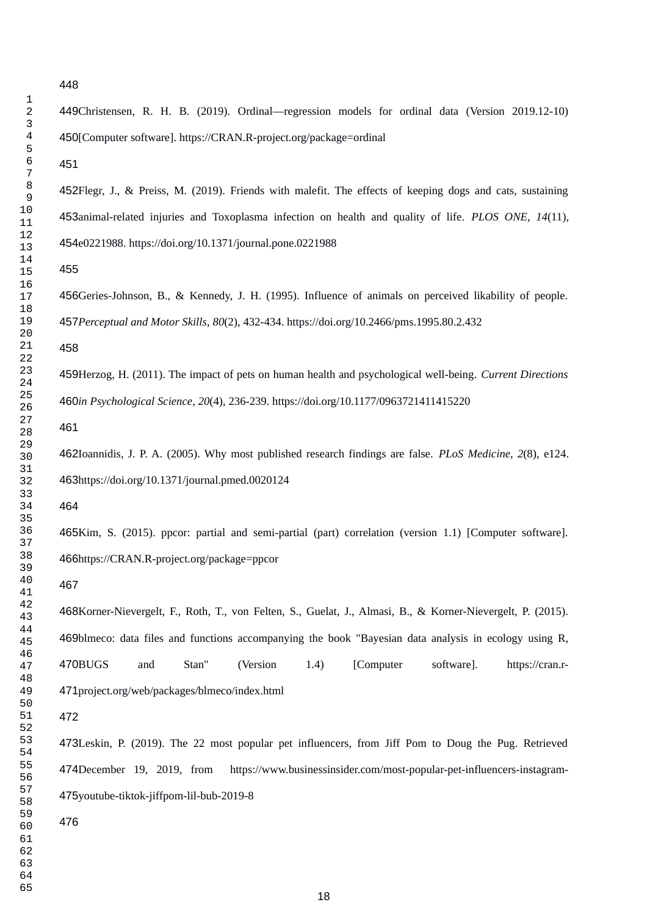Christensen, R. H. B. (2019). Ordinal—regression models for ordinal data (Version 2019.12-10) [Computer software]. https://CRAN.R-project.org/package=ordinal

Flegr, J., & Preiss, M. (2019). Friends with malefit. The effects of keeping dogs and cats, sustaining animal-related injuries and Toxoplasma infection on health and quality of life. *PLOS ONE*, *14*(11), e0221988. https://doi.org/10.1371/journal.pone.0221988

Geries-Johnson, B., & Kennedy, J. H. (1995). Influence of animals on perceived likability of people. *Perceptual and Motor Skills*, *80*(2), 432-434. https://doi.org/10.2466/pms.1995.80.2.432

Herzog, H. (2011). The impact of pets on human health and psychological well-being. *Current Directions in Psychological Science*, *20*(4), 236-239. https://doi.org/10.1177/0963721411415220

Ioannidis, J. P. A. (2005). Why most published research findings are false. *PLoS Medicine*, *2*(8), e124. https://doi.org/10.1371/journal.pmed.0020124

Kim, S. (2015). ppcor: partial and semi-partial (part) correlation (version 1.1) [Computer software]. https://CRAN.R-project.org/package=ppcor

Korner-Nievergelt, F., Roth, T., von Felten, S., Guelat, J., Almasi, B., & Korner-Nievergelt, P. (2015). blmeco: data files and functions accompanying the book "Bayesian data analysis in ecology using R, BUGS and Stan" (Version 1.4) [Computer software]. https://cran.r-project.org/web/packages/blmeco/index.html

Leskin, P. (2019). The 22 most popular pet influencers, from Jiff Pom to Doug the Pug. Retrieved December 19, 2019, from https://www.businessinsider.com/most-popular-pet-influencers-instagram-youtube-tiktok-jiffpom-lil-bub-2019-8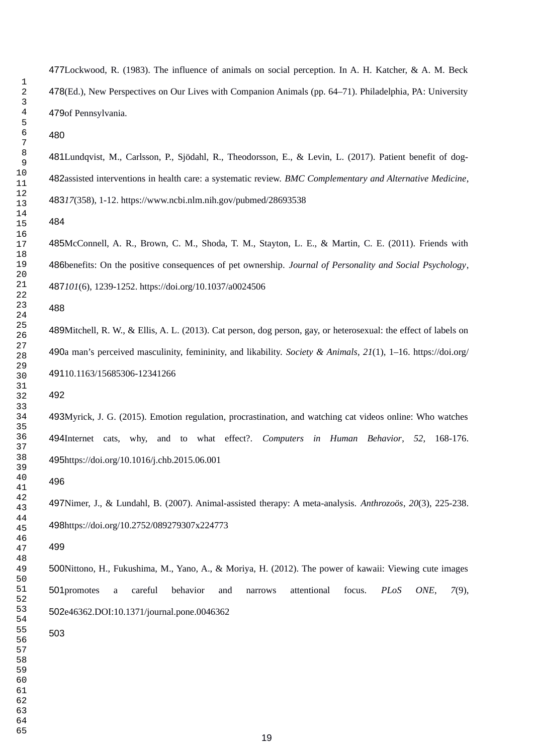Lockwood, R. (1983). The influence of animals on social perception. In A. H. Katcher, & A. M. Beck (Ed.), New Perspectives on Our Lives with Companion Animals (pp. 64–71). Philadelphia, PA: University of Pennsylvania.

Lundqvist, M., Carlsson, P., Sjödahl, R., Theodorsson, E., & Levin, L. (2017). Patient benefit of dog-assisted interventions in health care: a systematic review. *BMC Complementary and Alternative Medicine*, *17*(358), 1-12. https://www.ncbi.nlm.nih.gov/pubmed/28693538

McConnell, A. R., Brown, C. M., Shoda, T. M., Stayton, L. E., & Martin, C. E. (2011). Friends with benefits: On the positive consequences of pet ownership. *Journal of Personality and Social Psychology*, *101*(6), 1239-1252. https://doi.org/10.1037/a0024506

Mitchell, R. W., & Ellis, A. L. (2013). Cat person, dog person, gay, or heterosexual: the effect of labels on a man's perceived masculinity, femininity, and likability. *Society & Animals*, *21*(1), 1–16. https://doi.org/10.1163/15685306-12341266

Myrick, J. G. (2015). Emotion regulation, procrastination, and watching cat videos online: Who watches Internet cats, why, and to what effect?. *Computers in Human Behavior*, *52*, 168-176. https://doi.org/10.1016/j.chb.2015.06.001

Nimer, J., & Lundahl, B. (2007). Animal-assisted therapy: A meta-analysis. *Anthrozoös*, *20*(3), 225-238. https://doi.org/10.2752/089279307x224773

Nittono, H., Fukushima, M., Yano, A., & Moriya, H. (2012). The power of kawaii: Viewing cute images promotes a careful behavior and narrows attentional focus. *PLoS ONE*, *7*(9), e46362.DOI:10.1371/journal.pone.0046362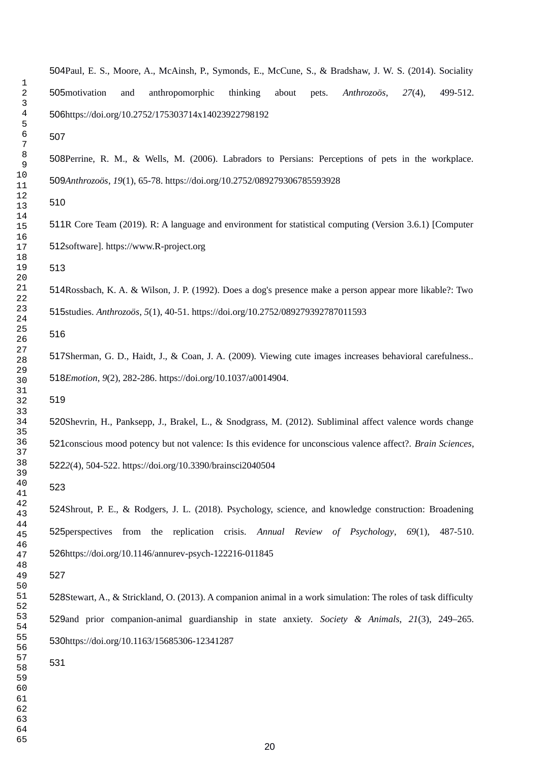Paul, E. S., Moore, A., McAinsh, P., Symonds, E., McCune, S., & Bradshaw, J. W. S. (2014). Sociality motivation and anthropomorphic thinking about pets. *Anthrozoös*, *27*(4), 499-512. https://doi.org/10.2752/175303714x14023922798192

Perrine, R. M., & Wells, M. (2006). Labradors to Persians: Perceptions of pets in the workplace. *Anthrozoös*, *19*(1), 65-78. https://doi.org/10.2752/089279306785593928

R Core Team (2019). R: A language and environment for statistical computing (Version 3.6.1) [Computer software]. https://www.R-project.org

Rossbach, K. A. & Wilson, J. P. (1992). Does a dog's presence make a person appear more likable?: Two studies. *Anthrozoös*, *5*(1), 40-51. https://doi.org/10.2752/089279392787011593

Sherman, G. D., Haidt, J., & Coan, J. A. (2009). Viewing cute images increases behavioral carefulness.. *Emotion*, *9*(2), 282-286. https://doi.org/10.1037/a0014904.

Shevrin, H., Panksepp, J., Brakel, L., & Snodgrass, M. (2012). Subliminal affect valence words change conscious mood potency but not valence: Is this evidence for unconscious valence affect?. *Brain Sciences*, *2*(4), 504-522. https://doi.org/10.3390/brainsci2040504

Shrout, P. E., & Rodgers, J. L. (2018). Psychology, science, and knowledge construction: Broadening perspectives from the replication crisis. *Annual Review of Psychology*, *69*(1), 487-510. https://doi.org/10.1146/annurev-psych-122216-011845

Stewart, A., & Strickland, O. (2013). A companion animal in a work simulation: The roles of task difficulty and prior companion-animal guardianship in state anxiety. *Society & Animals*, *21*(3), 249–265. https://doi.org/10.1163/15685306-12341287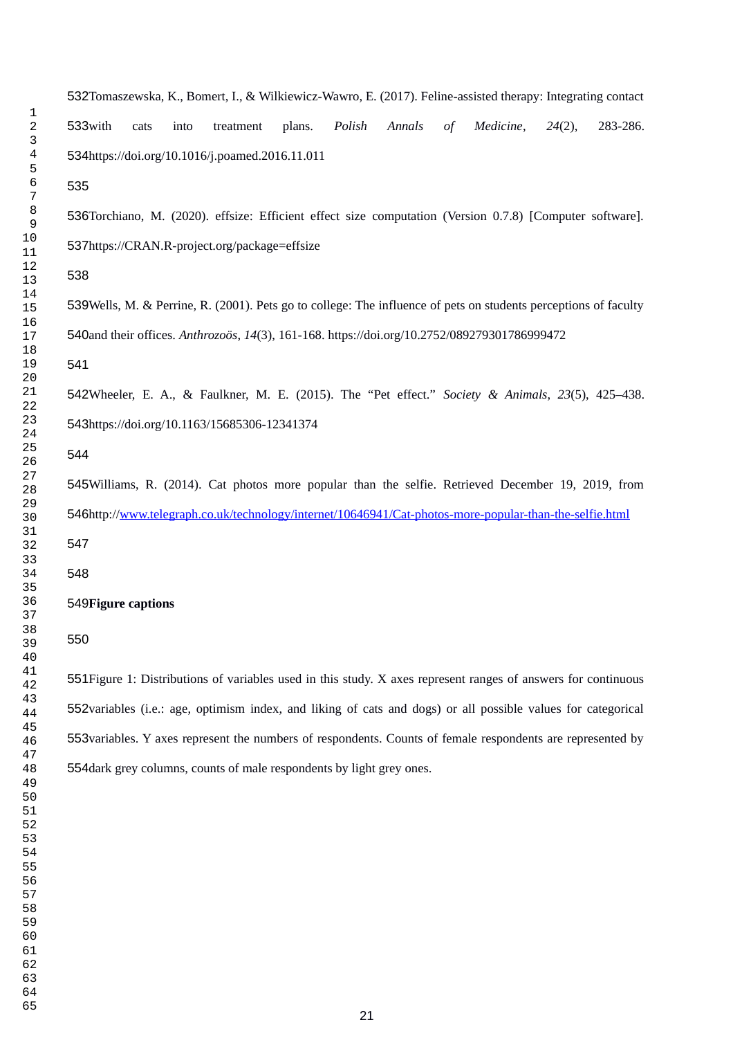Tomaszewska, K., Bomert, I., & Wilkiewicz-Wawro, E. (2017). Feline-assisted therapy: Integrating contact with cats into treatment plans. *Polish Annals of Medicine*, *24*(2), 283-286. https://doi.org/10.1016/j.poamed.2016.11.011

Torchiano, M. (2020). effsize: Efficient effect size computation (Version 0.7.8) [Computer software]. https://CRAN.R-project.org/package=effsize

Wells, M. & Perrine, R. (2001). Pets go to college: The influence of pets on students perceptions of faculty and their offices. *Anthrozoös*, *14*(3), 161-168. https://doi.org/10.2752/089279301786999472

Wheeler, E. A., & Faulkner, M. E. (2015). The "Pet effect." *Society & Animals*, *23*(5), 425–438. https://doi.org/10.1163/15685306-12341374

Williams, R. (2014). Cat photos more popular than the selfie. Retrieved December 19, 2019, from http://www.telegraph.co.uk/technology/internet/10646941/Cat-photos-more-popular-than-the-selfie.html

**Figure captions**

Figure 1: Distributions of variables used in this study. X axes represent ranges of answers for continuous variables (i.e.: age, optimism index, and liking of cats and dogs) or all possible values for categorical variables. Y axes represent the numbers of respondents. Counts of female respondents are represented by dark grey columns, counts of male respondents by light grey ones.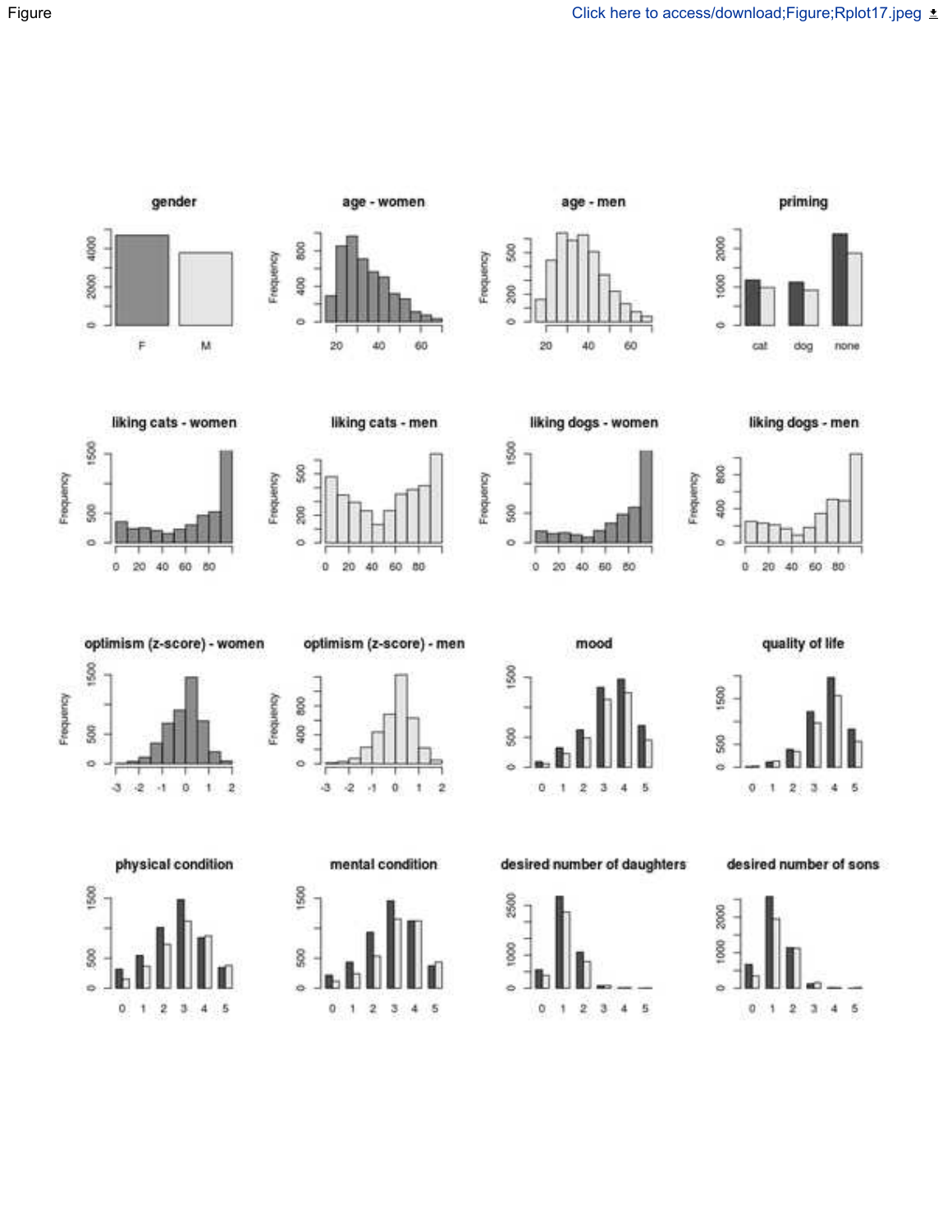Figure

Click here to access/download;Figure;Rplot17.jpeg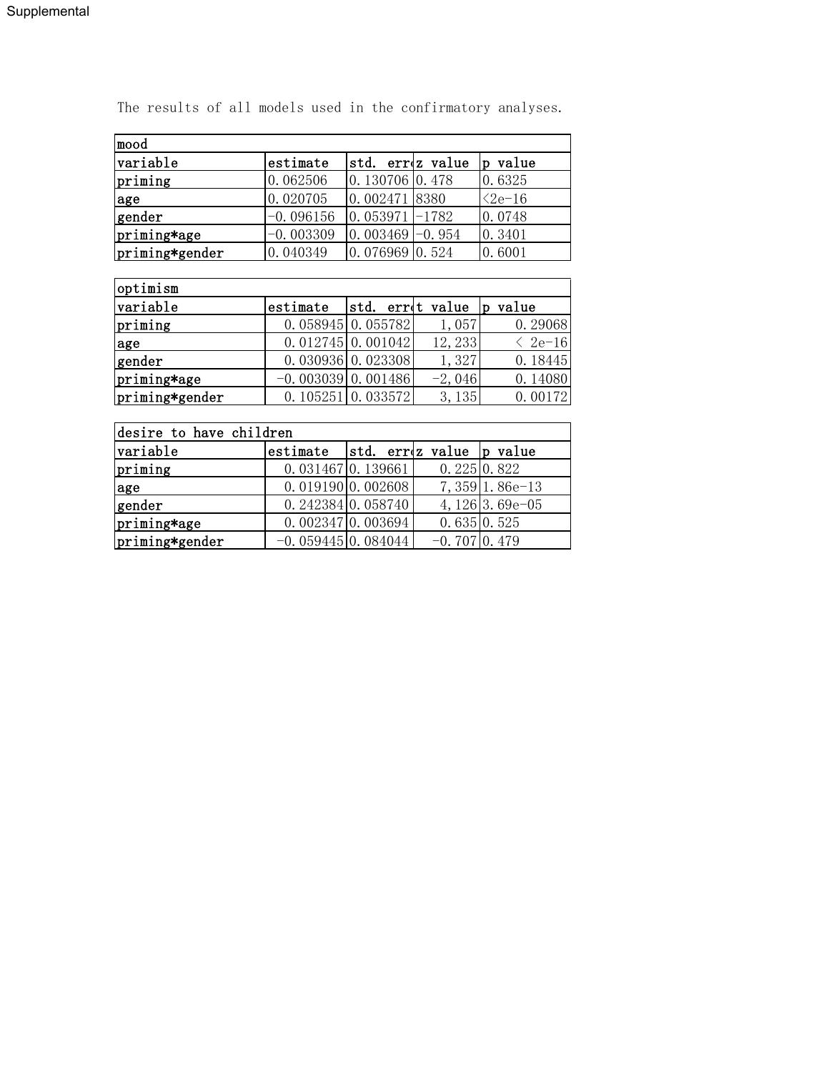The results of all models used in the confirmatory analyses.

| mood | | | | |
|---|---|---|---|---|
| variable | estimate | std. err | z value | p value |
| priming | 0.062506 | 0.130706 | 0.478 | 0.6325 |
| age | 0.020705 | 0.002471 | 8380 | <2e-16 |
| gender | -0.096156 | 0.053971 | -1782 | 0.0748 |
| priming*age | -0.003309 | 0.003469 | -0.954 | 0.3401 |
| priming*gender | 0.040349 | 0.076969 | 0.524 | 0.6001 |

| optimism | | | | |
|---|---|---|---|---|
| variable | estimate | std. err | t value | p value |
| priming | 0.058945 | 0.055782 | 1,057 | 0.29068 |
| age | 0.012745 | 0.001042 | 12,233 | < 2e-16 |
| gender | 0.030936 | 0.023308 | 1,327 | 0.18445 |
| priming*age | -0.003039 | 0.001486 | -2,046 | 0.14080 |
| priming*gender | 0.105251 | 0.033572 | 3,135 | 0.00172 |

| desire to have children | | | | |
|---|---|---|---|---|
| variable | estimate | std. err | z value | p value |
| priming | 0.031467 | 0.139661 | 0.225 | 0.822 |
| age | 0.019190 | 0.002608 | 7,359 | 1.86e-13 |
| gender | 0.242384 | 0.058740 | 4,126 | 3.69e-05 |
| priming*age | 0.002347 | 0.003694 | 0.635 | 0.525 |
| priming*gender | -0.059445 | 0.084044 | -0.707 | 0.479 |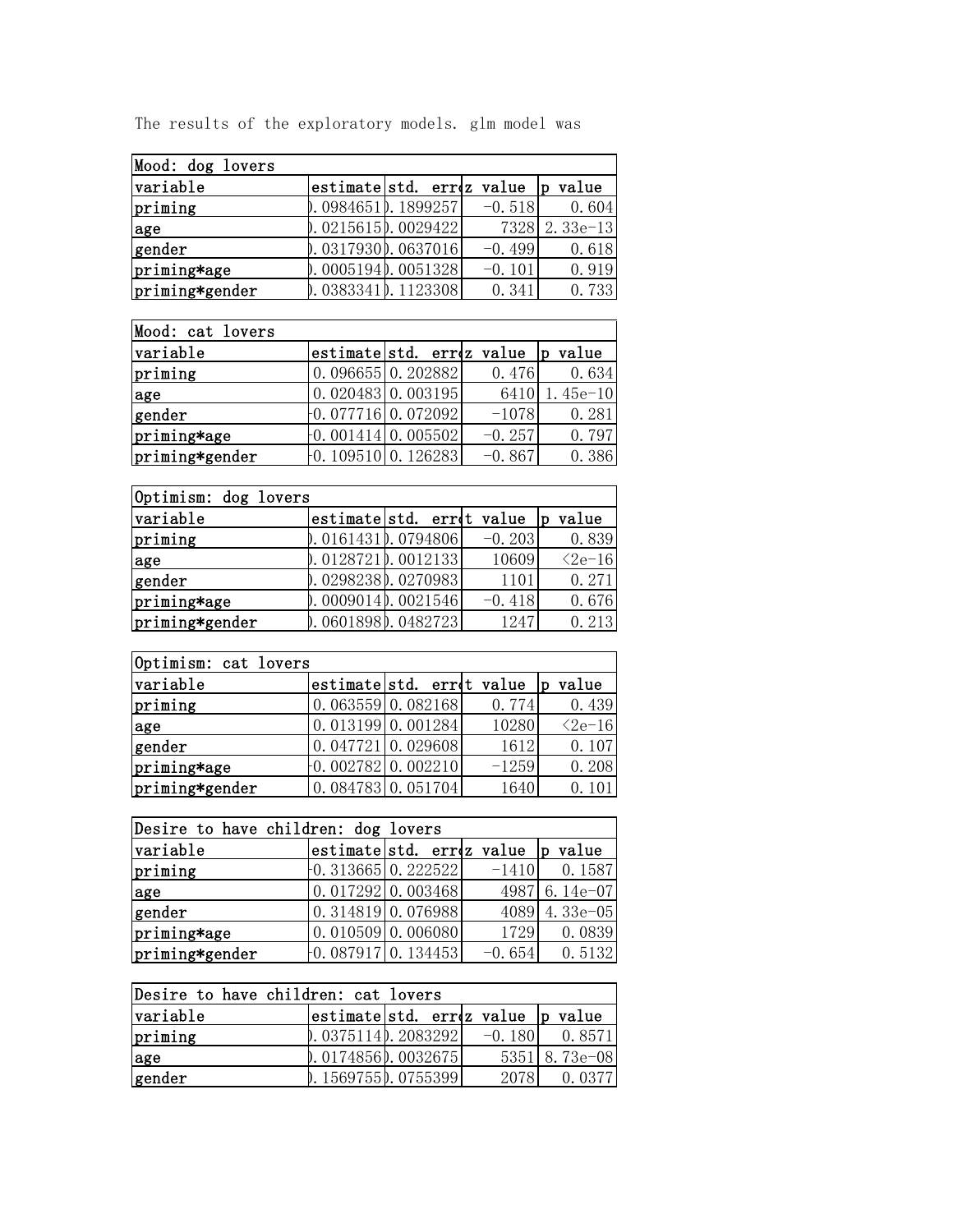The results of the exploratory models. glm model was

| Mood: dog lovers | | | | |
|---|---|---|---|---|
| variable | estimate | std. err | z value | p value |
| priming | ).0984651 | ).1899257 | −0.518 | 0.604 |
| age | ).0215615 | ).0029422 | 7328 | 2.33e−13 |
| gender | ).0317930 | ).0637016 | −0.499 | 0.618 |
| priming*age | ).0005194 | ).0051328 | −0.101 | 0.919 |
| priming*gender | ).0383341 | ).1123308 | 0.341 | 0.733 |

| Mood: cat lovers | | | | |
|---|---|---|---|---|
| variable | estimate | std. err | z value | p value |
| priming | 0.096655 | 0.202882 | 0.476 | 0.634 |
| age | 0.020483 | 0.003195 | 6410 | 1.45e−10 |
| gender | -0.077716 | 0.072092 | −1078 | 0.281 |
| priming*age | -0.001414 | 0.005502 | −0.257 | 0.797 |
| priming*gender | -0.109510 | 0.126283 | −0.867 | 0.386 |

| Optimism: dog lovers | | | | |
|---|---|---|---|---|
| variable | estimate | std. err | t value | p value |
| priming | ).0161431 | ).0794806 | −0.203 | 0.839 |
| age | ).0128721 | ).0012133 | 10609 | <2e−16 |
| gender | ).0298238 | ).0270983 | 1101 | 0.271 |
| priming*age | ).0009014 | ).0021546 | −0.418 | 0.676 |
| priming*gender | ).0601898 | ).0482723 | 1247 | 0.213 |

| Optimism: cat lovers | | | | |
|---|---|---|---|---|
| variable | estimate | std. err | t value | p value |
| priming | 0.063559 | 0.082168 | 0.774 | 0.439 |
| age | 0.013199 | 0.001284 | 10280 | <2e−16 |
| gender | 0.047721 | 0.029608 | 1612 | 0.107 |
| priming*age | -0.002782 | 0.002210 | −1259 | 0.208 |
| priming*gender | 0.084783 | 0.051704 | 1640 | 0.101 |

| Desire to have children: dog lovers | | | | |
|---|---|---|---|---|
| variable | estimate | std. err | z value | p value |
| priming | -0.313665 | 0.222522 | −1410 | 0.1587 |
| age | 0.017292 | 0.003468 | 4987 | 6.14e−07 |
| gender | 0.314819 | 0.076988 | 4089 | 4.33e−05 |
| priming*age | 0.010509 | 0.006080 | 1729 | 0.0839 |
| priming*gender | -0.087917 | 0.134453 | −0.654 | 0.5132 |

| Desire to have children: cat lovers | | | | |
|---|---|---|---|---|
| variable | estimate | std. err | z value | p value |
| priming | ).0375114 | ).2083292 | −0.180 | 0.8571 |
| age | ).0174856 | ).0032675 | 5351 | 8.73e−08 |
| gender | ).1569755 | ).0755399 | 2078 | 0.0377 |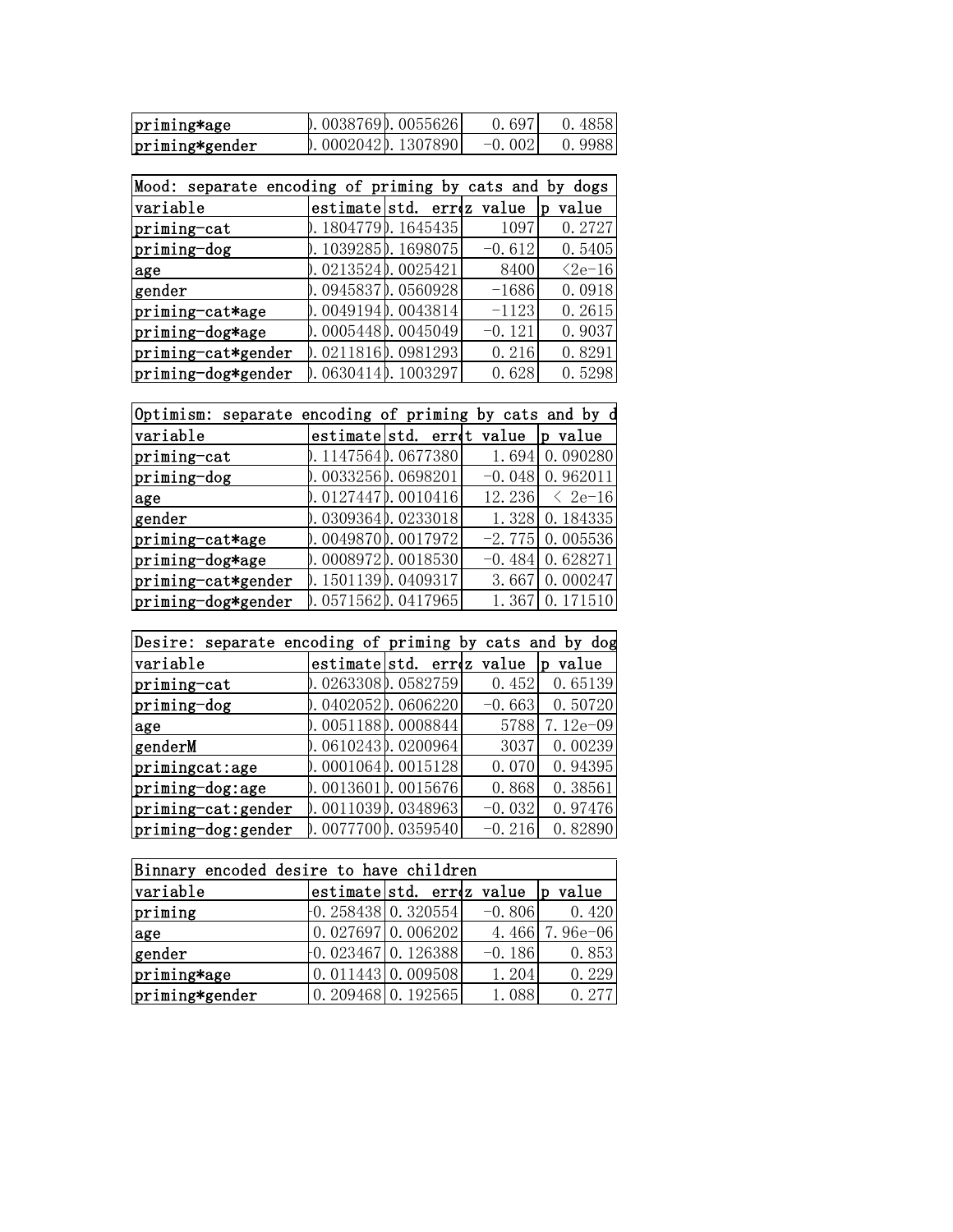| | | | | |
|---|---|---|---|---|
| priming*age | ).0038769 | ).0055626 | 0.697 | 0.4858 |
| priming*gender | ).0002042 | ).1307890 | −0.002 | 0.9988 |

| Mood: separate encoding of priming by cats and by dogs | | | | |
|---|---|---|---|---|
| variable | estimate | std. err | z value | p value |
| priming-cat | ).1804779 | ).1645435 | 1097 | 0.2727 |
| priming-dog | ).1039285 | ).1698075 | −0.612 | 0.5405 |
| age | ).0213524 | ).0025421 | 8400 | <2e−16 |
| gender | ).0945837 | ).0560928 | −1686 | 0.0918 |
| priming-cat*age | ).0049194 | ).0043814 | −1123 | 0.2615 |
| priming-dog*age | ).0005448 | ).0045049 | −0.121 | 0.9037 |
| priming-cat*gender | ).0211816 | ).0981293 | 0.216 | 0.8291 |
| priming-dog*gender | ).0630414 | ).1003297 | 0.628 | 0.5298 |

| Optimism: separate encoding of priming by cats and by d | | | | |
|---|---|---|---|---|
| variable | estimate | std. err | t value | p value |
| priming-cat | ).1147564 | ).0677380 | 1.694 | 0.090280 |
| priming-dog | ).0033256 | ).0698201 | −0.048 | 0.962011 |
| age | ).0127447 | ).0010416 | 12.236 | < 2e−16 |
| gender | ).0309364 | ).0233018 | 1.328 | 0.184335 |
| priming-cat*age | ).0049870 | ).0017972 | −2.775 | 0.005536 |
| priming-dog*age | ).0008972 | ).0018530 | −0.484 | 0.628271 |
| priming-cat*gender | ).1501139 | ).0409317 | 3.667 | 0.000247 |
| priming-dog*gender | ).0571562 | ).0417965 | 1.367 | 0.171510 |

| Desire: separate encoding of priming by cats and by dog | | | | |
|---|---|---|---|---|
| variable | estimate | std. err | z value | p value |
| priming-cat | ).0263308 | ).0582759 | 0.452 | 0.65139 |
| priming-dog | ).0402052 | ).0606220 | −0.663 | 0.50720 |
| age | ).0051188 | ).0008844 | 5788 | 7.12e−09 |
| genderM | ).0610243 | ).0200964 | 3037 | 0.00239 |
| primingcat:age | ).0001064 | ).0015128 | 0.070 | 0.94395 |
| priming-dog:age | ).0013601 | ).0015676 | 0.868 | 0.38561 |
| priming-cat:gender | ).0011039 | ).0348963 | −0.032 | 0.97476 |
| priming-dog:gender | ).0077700 | ).0359540 | −0.216 | 0.82890 |

| Binnary encoded desire to have children | | | | |
|---|---|---|---|---|
| variable | estimate | std. err | z value | p value |
| priming | -0.258438 | 0.320554 | −0.806 | 0.420 |
| age | 0.027697 | 0.006202 | 4.466 | 7.96e−06 |
| gender | -0.023467 | 0.126388 | −0.186 | 0.853 |
| priming*age | 0.011443 | 0.009508 | 1.204 | 0.229 |
| priming*gender | 0.209468 | 0.192565 | 1.088 | 0.277 |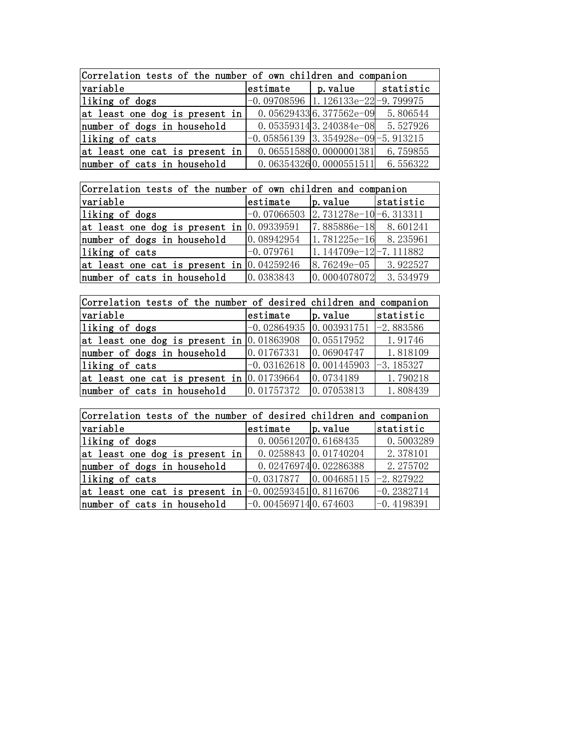| Correlation tests of the number of own children and companion | | | |
|---|---|---|---|
| variable | estimate | p.value | statistic |
| liking of dogs | -0.09708596 | 1.126133e-22 | -9.799975 |
| at least one dog is present in | 0.05629433 | 6.377562e-09 | 5.806544 |
| number of dogs in household | 0.05359314 | 3.240384e-08 | 5.527926 |
| liking of cats | -0.05856139 | 3.354928e-09 | -5.913215 |
| at least one cat is present in | 0.06551588 | 0.0000001381 | 6.759855 |
| number of cats in household | 0.06354326 | 0.0000551511 | 6.556322 |

| Correlation tests of the number of own children and companion | | | |
|---|---|---|---|
| variable | estimate | p.value | statistic |
| liking of dogs | -0.07066503 | 2.731278e-10 | -6.313311 |
| at least one dog is present in | 0.09339591 | 7.885886e-18 | 8.601241 |
| number of dogs in household | 0.08942954 | 1.781225e-16 | 8.235961 |
| liking of cats | -0.079761 | 1.144709e-12 | -7.111882 |
| at least one cat is present in | 0.04259246 | 8.76249e-05 | 3.922527 |
| number of cats in household | 0.0383843 | 0.0004078072 | 3.534979 |

| Correlation tests of the number of desired children and companion | | | |
|---|---|---|---|
| variable | estimate | p.value | statistic |
| liking of dogs | -0.02864935 | 0.003931751 | -2.883586 |
| at least one dog is present in | 0.01863908 | 0.05517952 | 1.91746 |
| number of dogs in household | 0.01767331 | 0.06904747 | 1.818109 |
| liking of cats | -0.03162618 | 0.001445903 | -3.185327 |
| at least one cat is present in | 0.01739664 | 0.0734189 | 1.790218 |
| number of cats in household | 0.01757372 | 0.07053813 | 1.808439 |

| Correlation tests of the number of desired children and companion | | | |
|---|---|---|---|
| variable | estimate | p.value | statistic |
| liking of dogs | 0.00561207 | 0.6168435 | 0.5003289 |
| at least one dog is present in | 0.0258843 | 0.01740204 | 2.378101 |
| number of dogs in household | 0.02476974 | 0.02286388 | 2.275702 |
| liking of cats | -0.0317877 | 0.004685115 | -2.827922 |
| at least one cat is present in | -0.002593451 | 0.8116706 | -0.2382714 |
| number of cats in household | -0.004569714 | 0.674603 | -0.4198391 |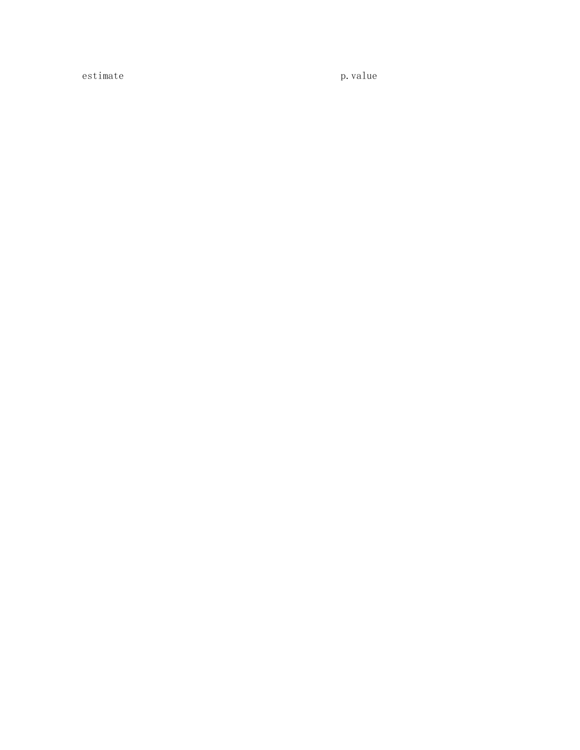| estimate | p.value |
| --- | --- |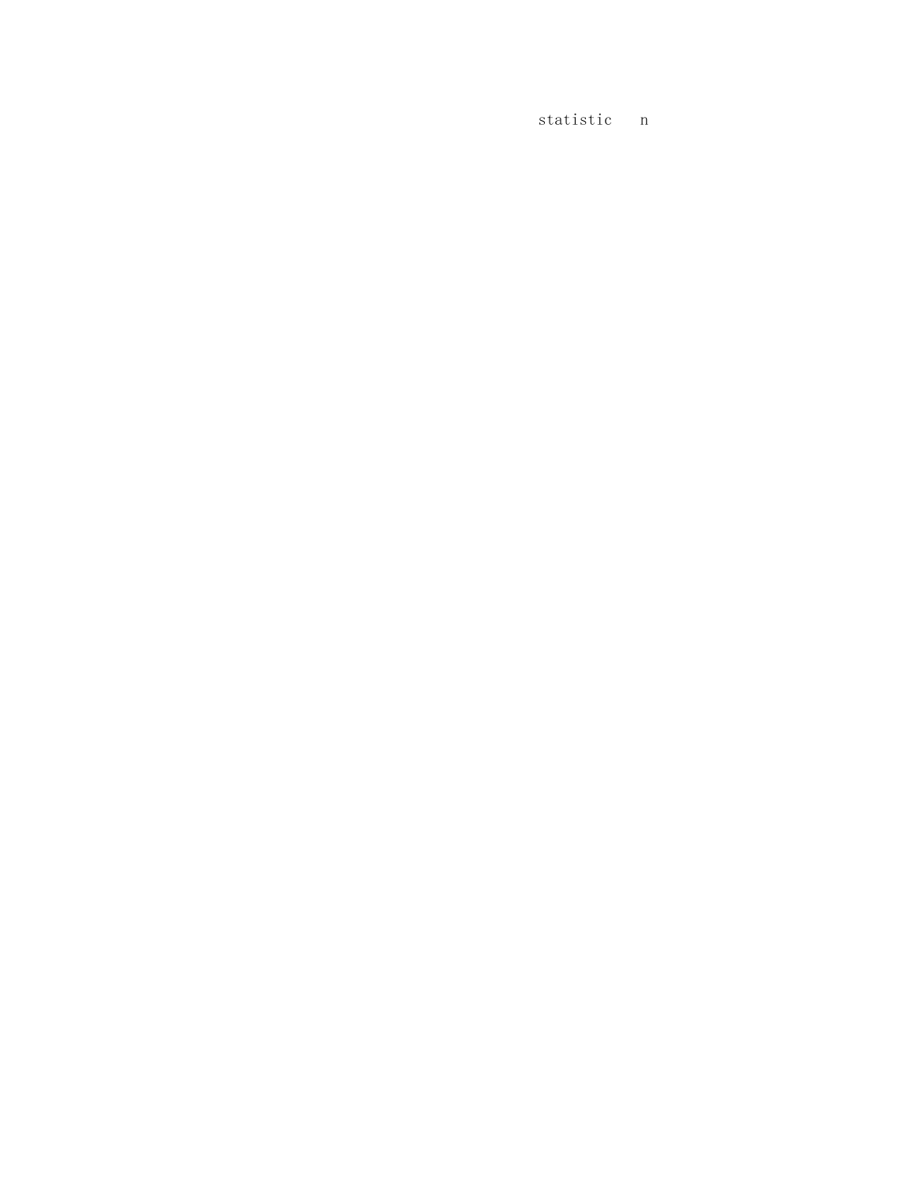statistic n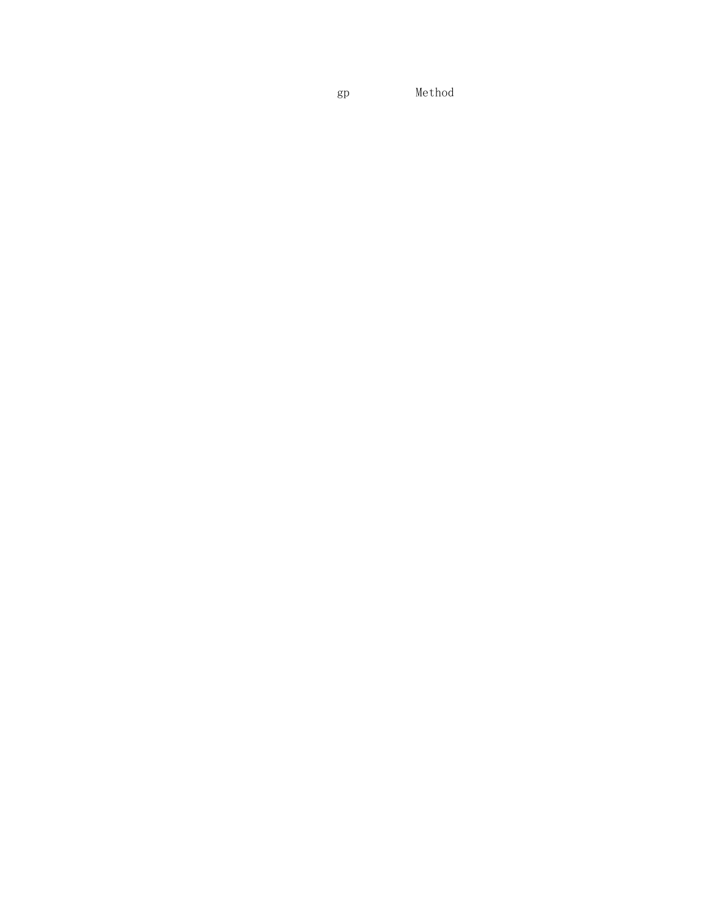gp Method